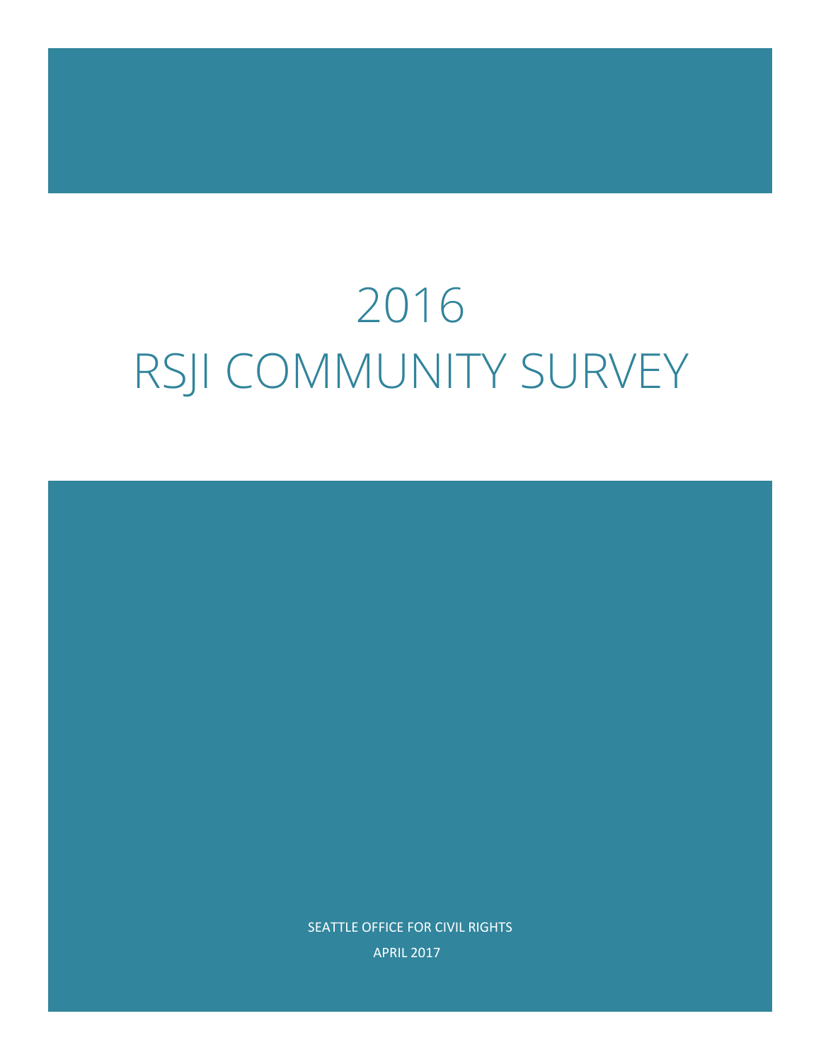# 2016
# RSJI COMMUNITY SURVEY

SEATTLE OFFICE FOR CIVIL RIGHTS

APRIL 2017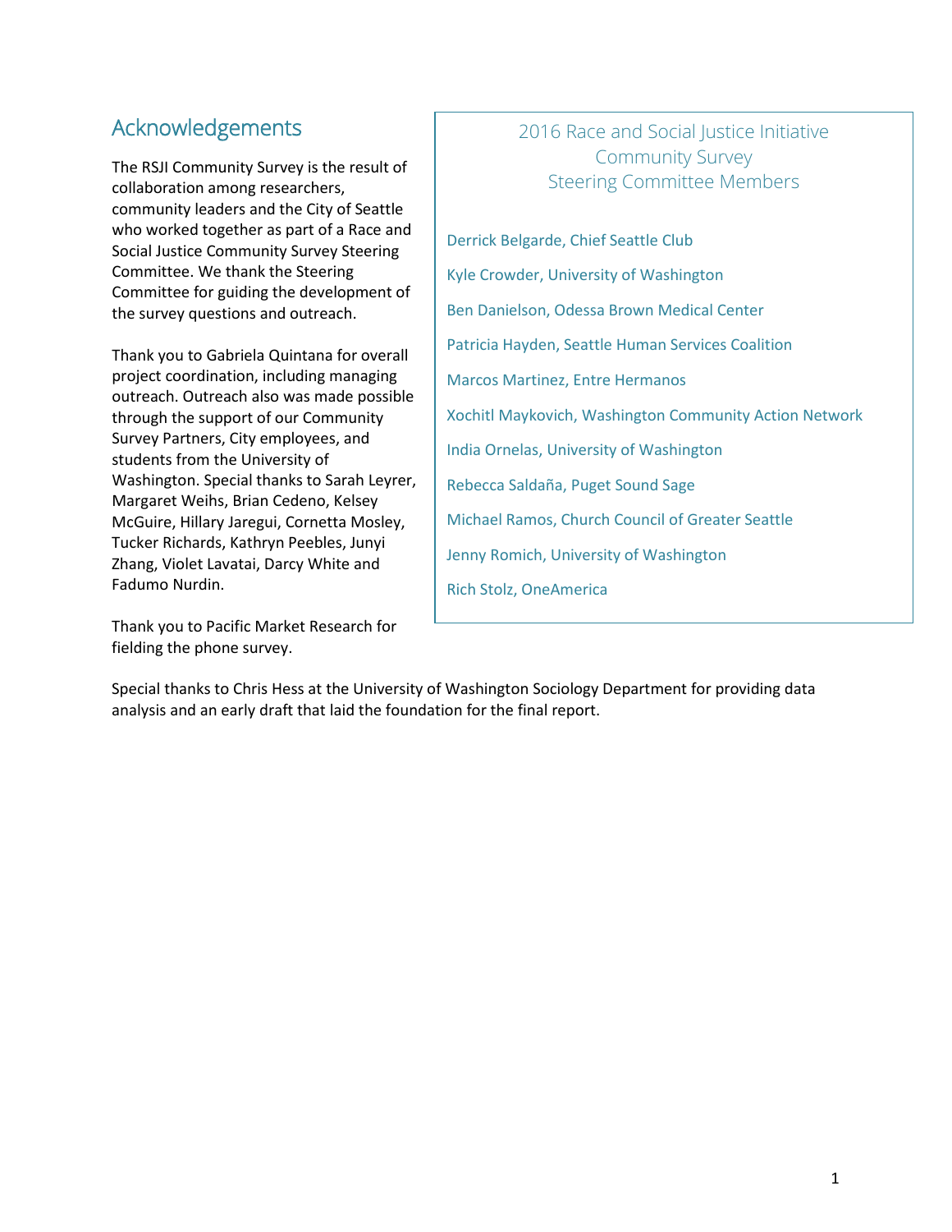## Acknowledgements

The RSJI Community Survey is the result of collaboration among researchers, community leaders and the City of Seattle who worked together as part of a Race and Social Justice Community Survey Steering Committee. We thank the Steering Committee for guiding the development of the survey questions and outreach.

Thank you to Gabriela Quintana for overall project coordination, including managing outreach. Outreach also was made possible through the support of our Community Survey Partners, City employees, and students from the University of Washington. Special thanks to Sarah Leyrer, Margaret Weihs, Brian Cedeno, Kelsey McGuire, Hillary Jaregui, Cornetta Mosley, Tucker Richards, Kathryn Peebles, Junyi Zhang, Violet Lavatai, Darcy White and Fadumo Nurdin.

Thank you to Pacific Market Research for fielding the phone survey.

### 2016 Race and Social Justice Initiative Community Survey Steering Committee Members

Derrick Belgarde, Chief Seattle Club

Kyle Crowder, University of Washington

Ben Danielson, Odessa Brown Medical Center

Patricia Hayden, Seattle Human Services Coalition

Marcos Martinez, Entre Hermanos

Xochitl Maykovich, Washington Community Action Network

India Ornelas, University of Washington

Rebecca Saldaña, Puget Sound Sage

Michael Ramos, Church Council of Greater Seattle

Jenny Romich, University of Washington

Rich Stolz, OneAmerica

Special thanks to Chris Hess at the University of Washington Sociology Department for providing data analysis and an early draft that laid the foundation for the final report.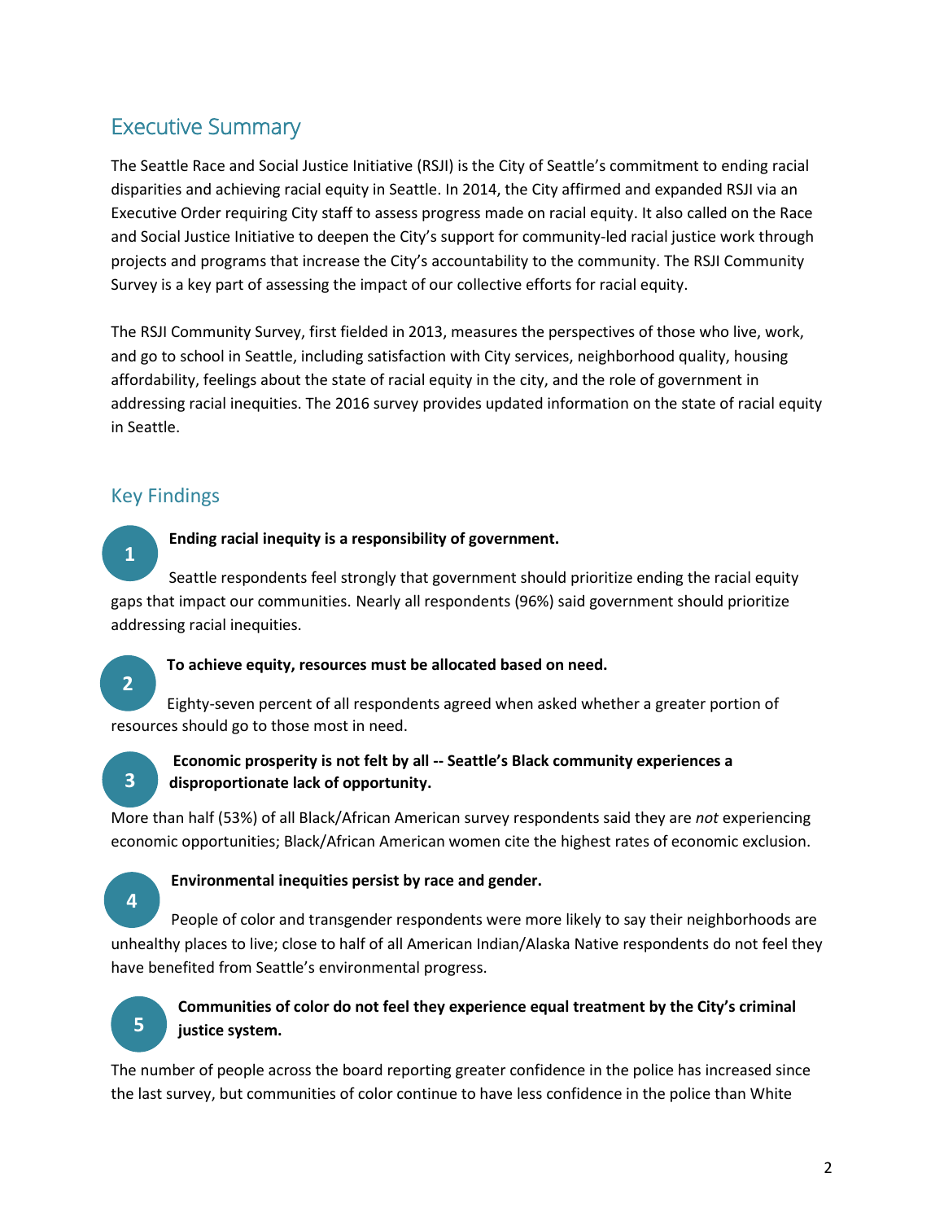## Executive Summary

The Seattle Race and Social Justice Initiative (RSJI) is the City of Seattle's commitment to ending racial disparities and achieving racial equity in Seattle. In 2014, the City affirmed and expanded RSJI via an Executive Order requiring City staff to assess progress made on racial equity. It also called on the Race and Social Justice Initiative to deepen the City's support for community-led racial justice work through projects and programs that increase the City's accountability to the community. The RSJI Community Survey is a key part of assessing the impact of our collective efforts for racial equity.

The RSJI Community Survey, first fielded in 2013, measures the perspectives of those who live, work, and go to school in Seattle, including satisfaction with City services, neighborhood quality, housing affordability, feelings about the state of racial equity in the city, and the role of government in addressing racial inequities. The 2016 survey provides updated information on the state of racial equity in Seattle.

## Key Findings

1. **Ending racial inequity is a responsibility of government.**

   Seattle respondents feel strongly that government should prioritize ending the racial equity gaps that impact our communities. Nearly all respondents (96%) said government should prioritize addressing racial inequities.

2. **To achieve equity, resources must be allocated based on need.**

   Eighty-seven percent of all respondents agreed when asked whether a greater portion of resources should go to those most in need.

3. **Economic prosperity is not felt by all -- Seattle's Black community experiences a disproportionate lack of opportunity.**

   More than half (53%) of all Black/African American survey respondents said they are *not* experiencing economic opportunities; Black/African American women cite the highest rates of economic exclusion.

4. **Environmental inequities persist by race and gender.**

   People of color and transgender respondents were more likely to say their neighborhoods are unhealthy places to live; close to half of all American Indian/Alaska Native respondents do not feel they have benefited from Seattle's environmental progress.

5. **Communities of color do not feel they experience equal treatment by the City's criminal justice system.**

   The number of people across the board reporting greater confidence in the police has increased since the last survey, but communities of color continue to have less confidence in the police than White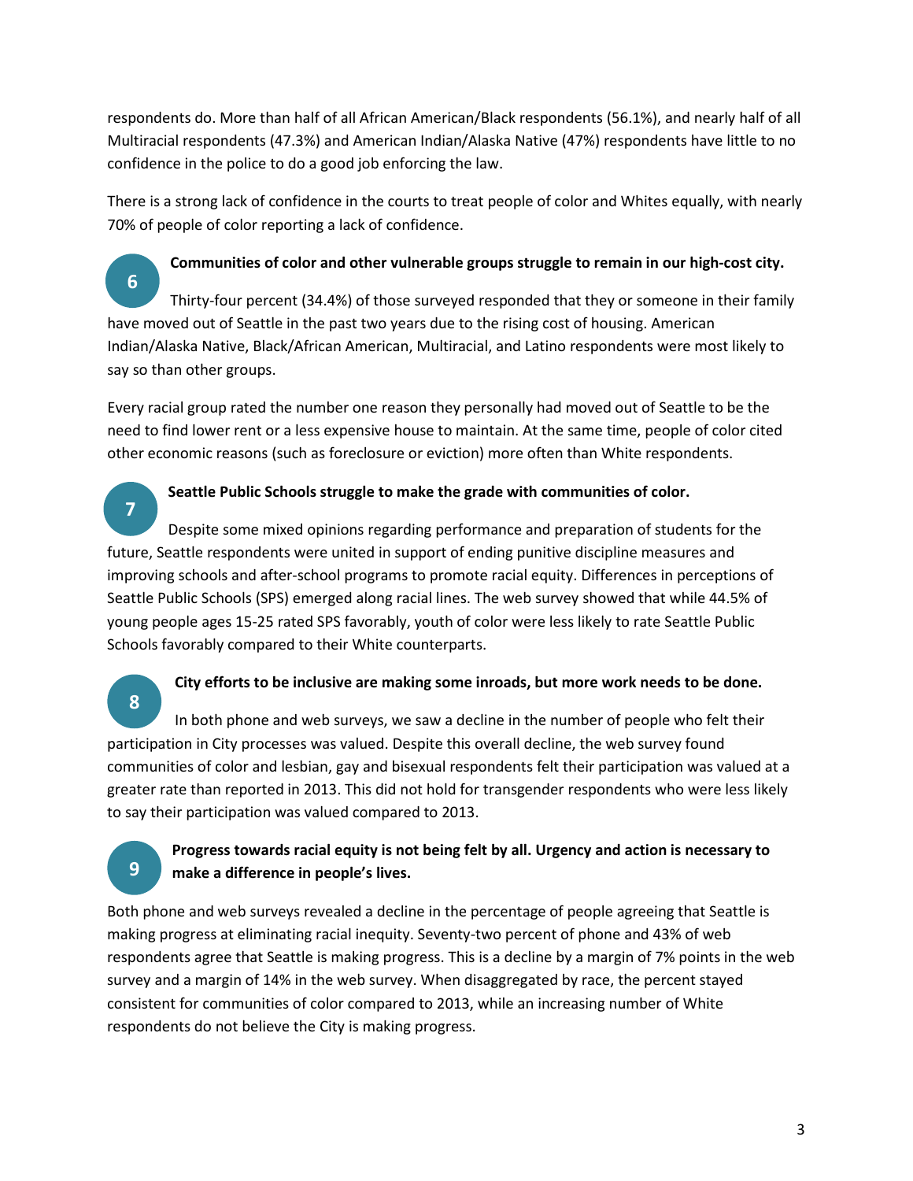respondents do. More than half of all African American/Black respondents (56.1%), and nearly half of all Multiracial respondents (47.3%) and American Indian/Alaska Native (47%) respondents have little to no confidence in the police to do a good job enforcing the law.

There is a strong lack of confidence in the courts to treat people of color and Whites equally, with nearly 70% of people of color reporting a lack of confidence.

### 6 Communities of color and other vulnerable groups struggle to remain in our high-cost city.

Thirty-four percent (34.4%) of those surveyed responded that they or someone in their family have moved out of Seattle in the past two years due to the rising cost of housing. American Indian/Alaska Native, Black/African American, Multiracial, and Latino respondents were most likely to say so than other groups.

Every racial group rated the number one reason they personally had moved out of Seattle to be the need to find lower rent or a less expensive house to maintain. At the same time, people of color cited other economic reasons (such as foreclosure or eviction) more often than White respondents.

### 7 Seattle Public Schools struggle to make the grade with communities of color.

Despite some mixed opinions regarding performance and preparation of students for the future, Seattle respondents were united in support of ending punitive discipline measures and improving schools and after-school programs to promote racial equity. Differences in perceptions of Seattle Public Schools (SPS) emerged along racial lines. The web survey showed that while 44.5% of young people ages 15-25 rated SPS favorably, youth of color were less likely to rate Seattle Public Schools favorably compared to their White counterparts.

### 8 City efforts to be inclusive are making some inroads, but more work needs to be done.

In both phone and web surveys, we saw a decline in the number of people who felt their participation in City processes was valued. Despite this overall decline, the web survey found communities of color and lesbian, gay and bisexual respondents felt their participation was valued at a greater rate than reported in 2013. This did not hold for transgender respondents who were less likely to say their participation was valued compared to 2013.

### 9 Progress towards racial equity is not being felt by all. Urgency and action is necessary to make a difference in people's lives.

Both phone and web surveys revealed a decline in the percentage of people agreeing that Seattle is making progress at eliminating racial inequity. Seventy-two percent of phone and 43% of web respondents agree that Seattle is making progress. This is a decline by a margin of 7% points in the web survey and a margin of 14% in the web survey. When disaggregated by race, the percent stayed consistent for communities of color compared to 2013, while an increasing number of White respondents do not believe the City is making progress.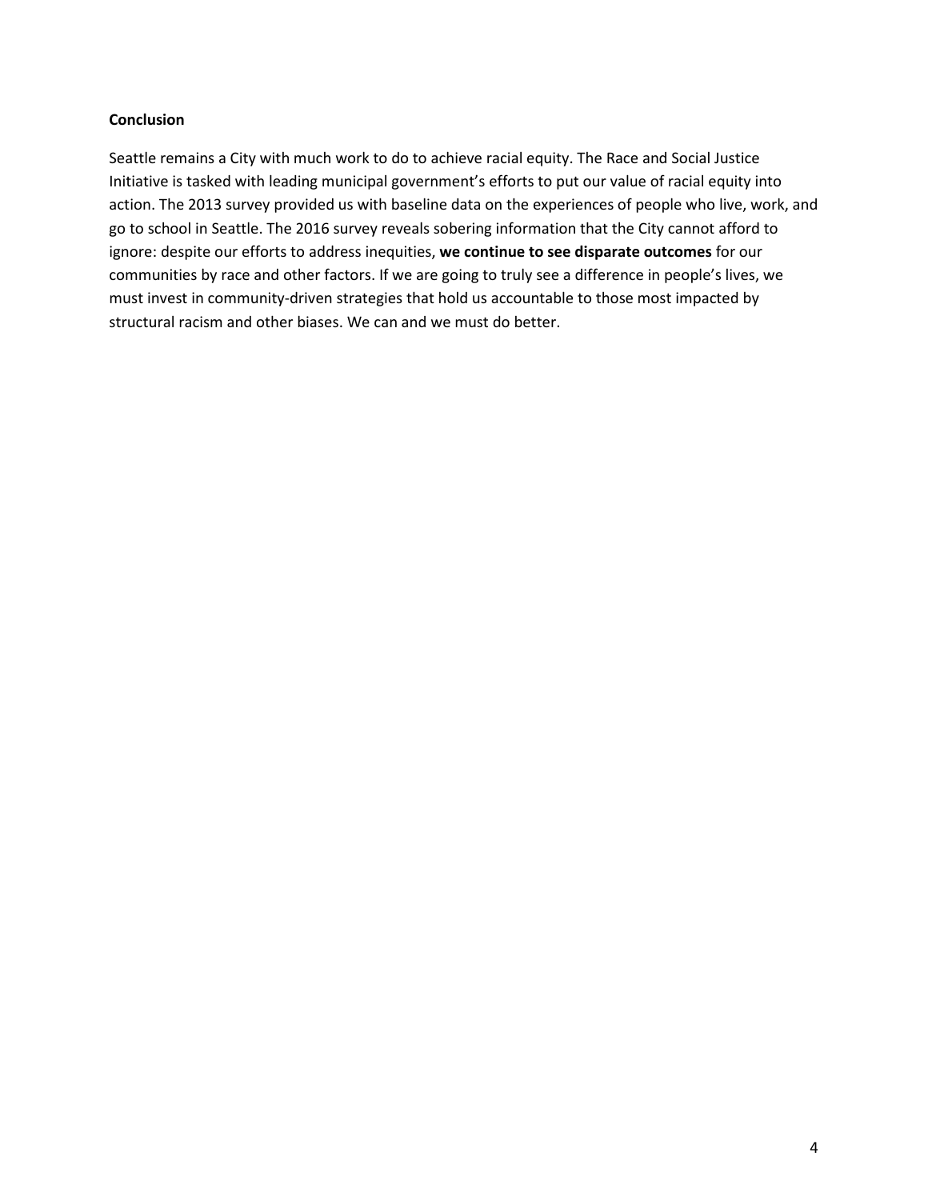**Conclusion**

Seattle remains a City with much work to do to achieve racial equity. The Race and Social Justice Initiative is tasked with leading municipal government's efforts to put our value of racial equity into action. The 2013 survey provided us with baseline data on the experiences of people who live, work, and go to school in Seattle. The 2016 survey reveals sobering information that the City cannot afford to ignore: despite our efforts to address inequities, **we continue to see disparate outcomes** for our communities by race and other factors. If we are going to truly see a difference in people's lives, we must invest in community-driven strategies that hold us accountable to those most impacted by structural racism and other biases. We can and we must do better.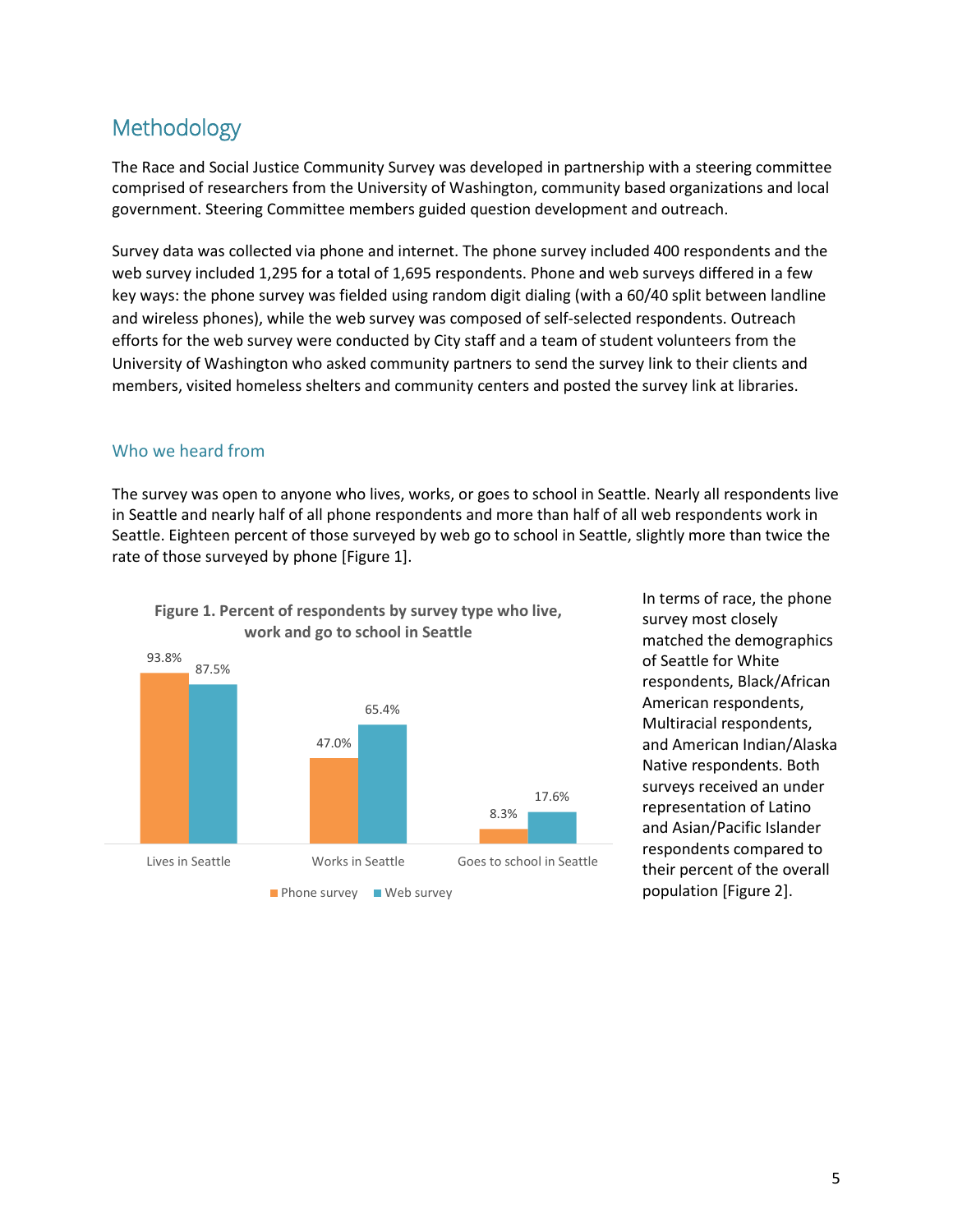## Methodology

The Race and Social Justice Community Survey was developed in partnership with a steering committee comprised of researchers from the University of Washington, community based organizations and local government. Steering Committee members guided question development and outreach.

Survey data was collected via phone and internet. The phone survey included 400 respondents and the web survey included 1,295 for a total of 1,695 respondents. Phone and web surveys differed in a few key ways: the phone survey was fielded using random digit dialing (with a 60/40 split between landline and wireless phones), while the web survey was composed of self-selected respondents. Outreach efforts for the web survey were conducted by City staff and a team of student volunteers from the University of Washington who asked community partners to send the survey link to their clients and members, visited homeless shelters and community centers and posted the survey link at libraries.

### Who we heard from

The survey was open to anyone who lives, works, or goes to school in Seattle. Nearly all respondents live in Seattle and nearly half of all phone respondents and more than half of all web respondents work in Seattle. Eighteen percent of those surveyed by web go to school in Seattle, slightly more than twice the rate of those surveyed by phone [Figure 1].

**Figure 1. Percent of respondents by survey type who live, work and go to school in Seattle**

| | Phone survey | Web survey |
|---|---|---|
| Lives in Seattle | 93.8% | 87.5% |
| Works in Seattle | 47.0% | 65.4% |
| Goes to school in Seattle | 8.3% | 17.6% |

In terms of race, the phone survey most closely matched the demographics of Seattle for White respondents, Black/African American respondents, Multiracial respondents, and American Indian/Alaska Native respondents. Both surveys received an under representation of Latino and Asian/Pacific Islander respondents compared to their percent of the overall population [Figure 2].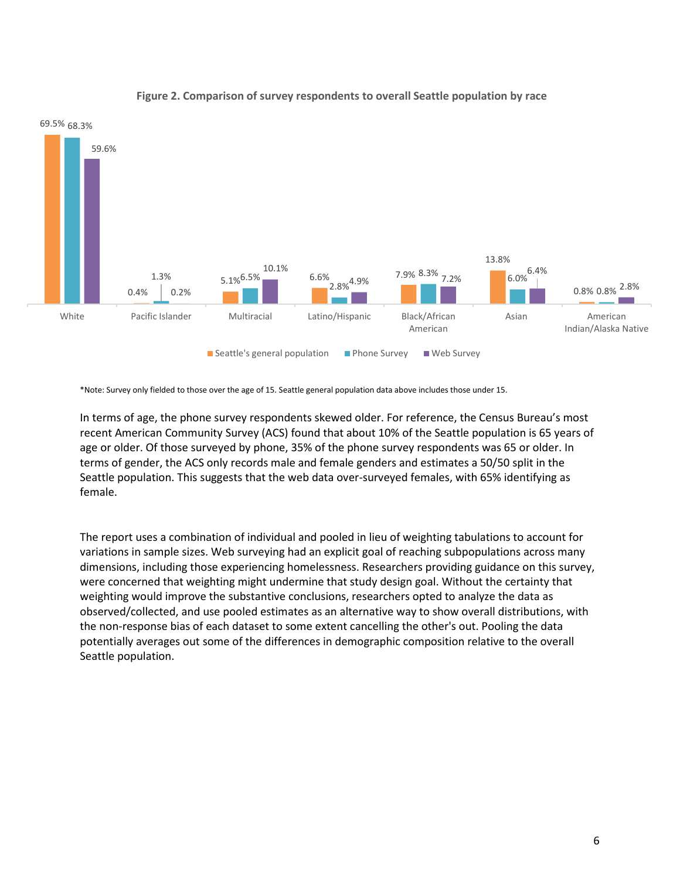**Figure 2. Comparison of survey respondents to overall Seattle population by race**

| | Seattle's general population | Phone Survey | Web Survey |
|---|---|---|---|
| White | 69.5% | 68.3% | 59.6% |
| Pacific Islander | 0.4% | 1.3% | 0.2% |
| Multiracial | 5.1% | 6.5% | 10.1% |
| Latino/Hispanic | 6.6% | 2.8% | 4.9% |
| Black/African American | 7.9% | 8.3% | 7.2% |
| Asian | 13.8% | 6.0% | 6.4% |
| American Indian/Alaska Native | 0.8% | 0.8% | 2.8% |

*Note: Survey only fielded to those over the age of 15. Seattle general population data above includes those under 15.

In terms of age, the phone survey respondents skewed older. For reference, the Census Bureau's most recent American Community Survey (ACS) found that about 10% of the Seattle population is 65 years of age or older. Of those surveyed by phone, 35% of the phone survey respondents was 65 or older. In terms of gender, the ACS only records male and female genders and estimates a 50/50 split in the Seattle population. This suggests that the web data over-surveyed females, with 65% identifying as female.

The report uses a combination of individual and pooled in lieu of weighting tabulations to account for variations in sample sizes. Web surveying had an explicit goal of reaching subpopulations across many dimensions, including those experiencing homelessness. Researchers providing guidance on this survey, were concerned that weighting might undermine that study design goal. Without the certainty that weighting would improve the substantive conclusions, researchers opted to analyze the data as observed/collected, and use pooled estimates as an alternative way to show overall distributions, with the non-response bias of each dataset to some extent cancelling the other's out. Pooling the data potentially averages out some of the differences in demographic composition relative to the overall Seattle population.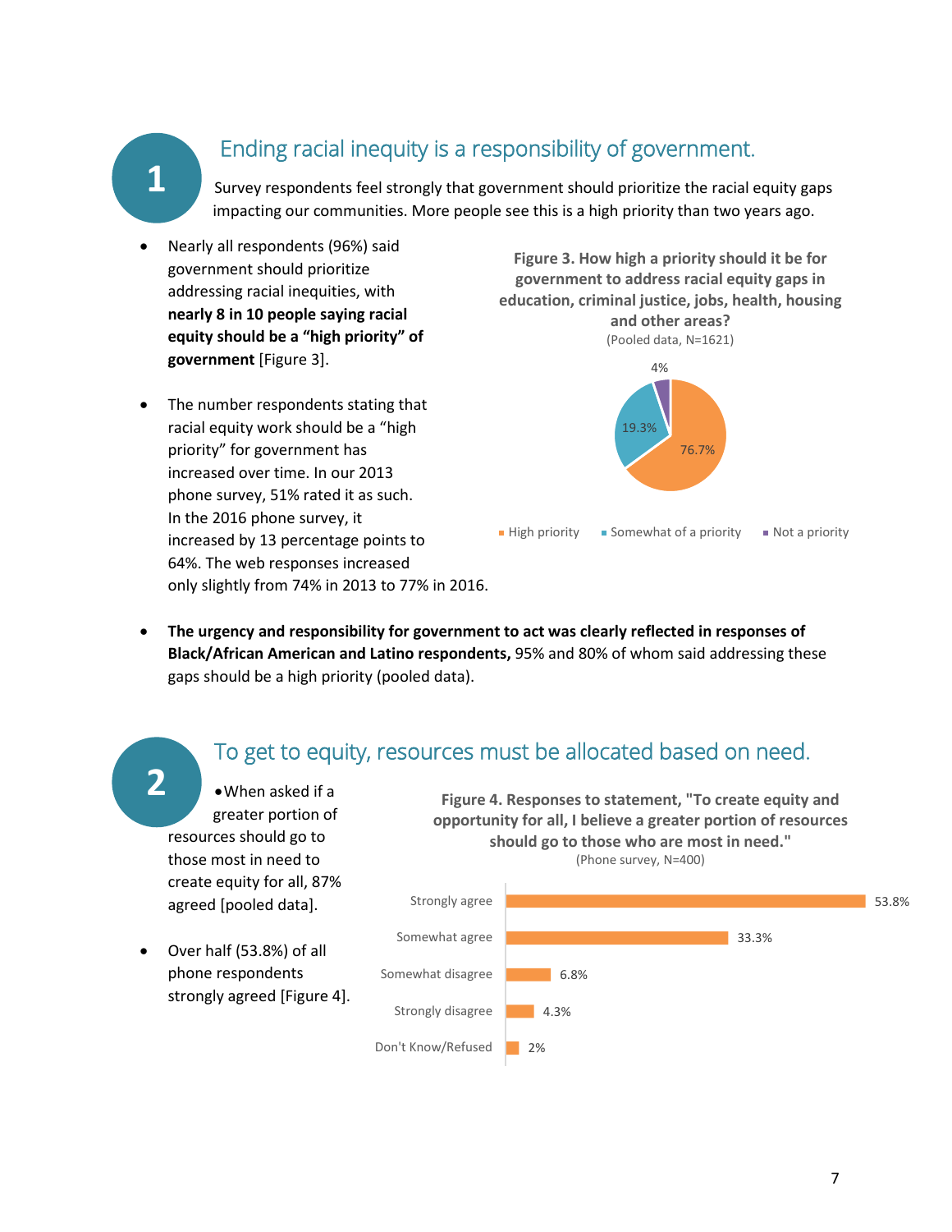## 1 Ending racial inequity is a responsibility of government.

Survey respondents feel strongly that government should prioritize the racial equity gaps impacting our communities. More people see this is a high priority than two years ago.

- Nearly all respondents (96%) said government should prioritize addressing racial inequities, with **nearly 8 in 10 people saying racial equity should be a "high priority" of government** [Figure 3].

- The number respondents stating that racial equity work should be a "high priority" for government has increased over time. In our 2013 phone survey, 51% rated it as such. In the 2016 phone survey, it increased by 13 percentage points to 64%. The web responses increased only slightly from 74% in 2013 to 77% in 2016.

**Figure 3. How high a priority should it be for government to address racial equity gaps in education, criminal justice, jobs, health, housing and other areas?**
(Pooled data, N=1621)

| Response | Percent |
|---|---|
| High priority | 76.7% |
| Somewhat of a priority | 19.3% |
| Not a priority | 4% |

- **The urgency and responsibility for government to act was clearly reflected in responses of Black/African American and Latino respondents,** 95% and 80% of whom said addressing these gaps should be a high priority (pooled data).

## 2 To get to equity, resources must be allocated based on need.

- When asked if a greater portion of resources should go to those most in need to create equity for all, 87% agreed [pooled data].

- Over half (53.8%) of all phone respondents strongly agreed [Figure 4].

**Figure 4. Responses to statement, "To create equity and opportunity for all, I believe a greater portion of resources should go to those who are most in need."**
(Phone survey, N=400)

| Response | Percent |
|---|---|
| Strongly agree | 53.8% |
| Somewhat agree | 33.3% |
| Somewhat disagree | 6.8% |
| Strongly disagree | 4.3% |
| Don't Know/Refused | 2% |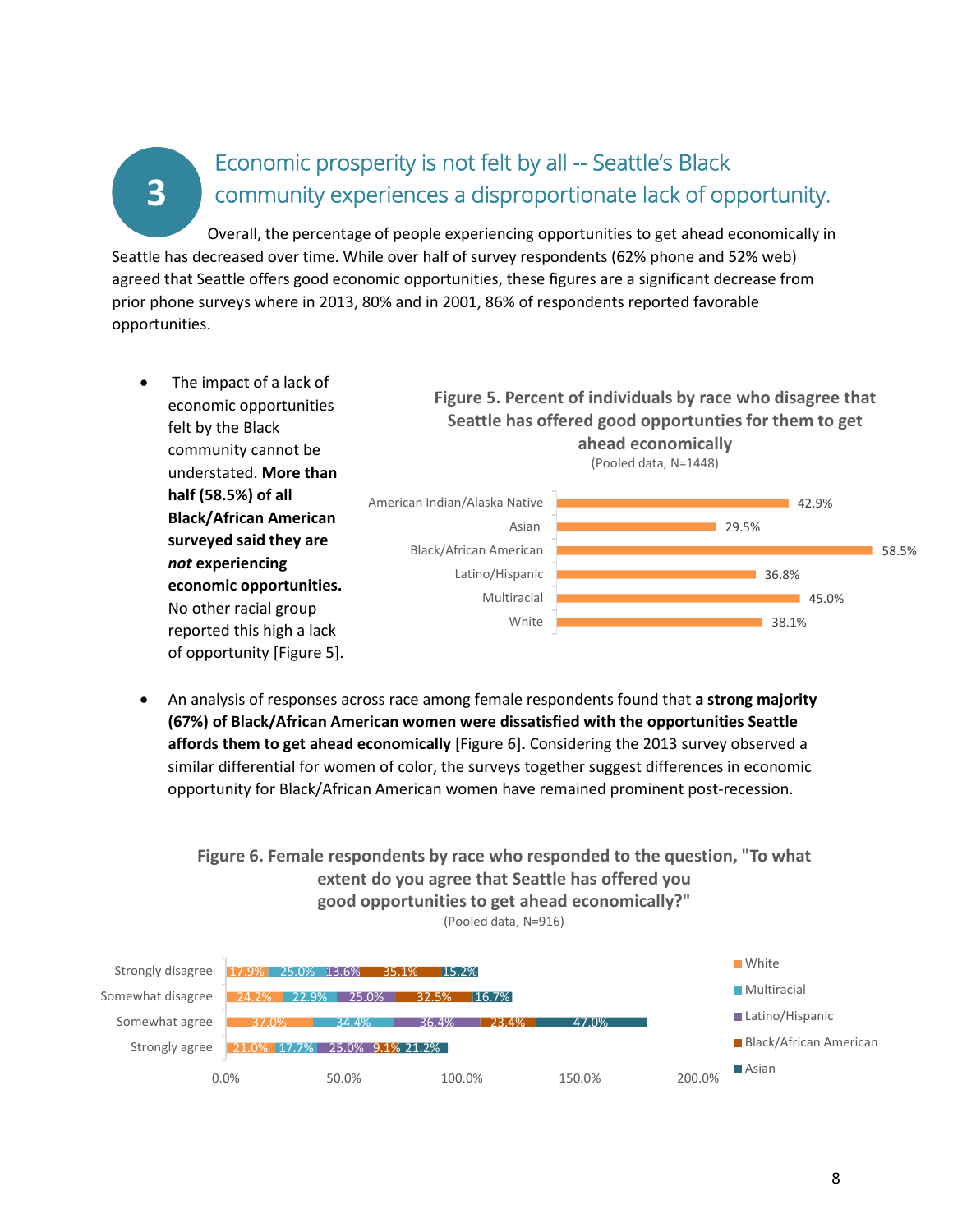## 3 Economic prosperity is not felt by all -- Seattle's Black community experiences a disproportionate lack of opportunity.

Overall, the percentage of people experiencing opportunities to get ahead economically in Seattle has decreased over time. While over half of survey respondents (62% phone and 52% web) agreed that Seattle offers good economic opportunities, these figures are a significant decrease from prior phone surveys where in 2013, 80% and in 2001, 86% of respondents reported favorable opportunities.

- The impact of a lack of economic opportunities felt by the Black community cannot be understated. **More than half (58.5%) of all Black/African American surveyed said they are *not* experiencing economic opportunities.** No other racial group reported this high a lack of opportunity [Figure 5].

**Figure 5. Percent of individuals by race who disagree that Seattle has offered good opportunities for them to get ahead economically**

(Pooled data, N=1448)

| Race | Percent |
| --- | --- |
| American Indian/Alaska Native | 42.9% |
| Asian | 29.5% |
| Black/African American | 58.5% |
| Latino/Hispanic | 36.8% |
| Multiracial | 45.0% |
| White | 38.1% |

- An analysis of responses across race among female respondents found that **a strong majority (67%) of Black/African American women were dissatisfied with the opportunities Seattle affords them to get ahead economically** [Figure 6]**.** Considering the 2013 survey observed a similar differential for women of color, the surveys together suggest differences in economic opportunity for Black/African American women have remained prominent post-recession.

**Figure 6. Female respondents by race who responded to the question, "To what extent do you agree that Seattle has offered you good opportunities to get ahead economically?"**

(Pooled data, N=916)

| Response | White | Multiracial | Latino/Hispanic | Black/African American | Asian |
| --- | --- | --- | --- | --- | --- |
| Strongly disagree | 17.9% | 25.0% | 13.6% | 35.1% | 15.2% |
| Somewhat disagree | 24.2% | 22.9% | 25.0% | 32.5% | 16.7% |
| Somewhat agree | 37.0% | 34.4% | 36.4% | 23.4% | 47.0% |
| Strongly agree | 21.0% | 17.7% | 25.0% | 9.1% | 21.2% |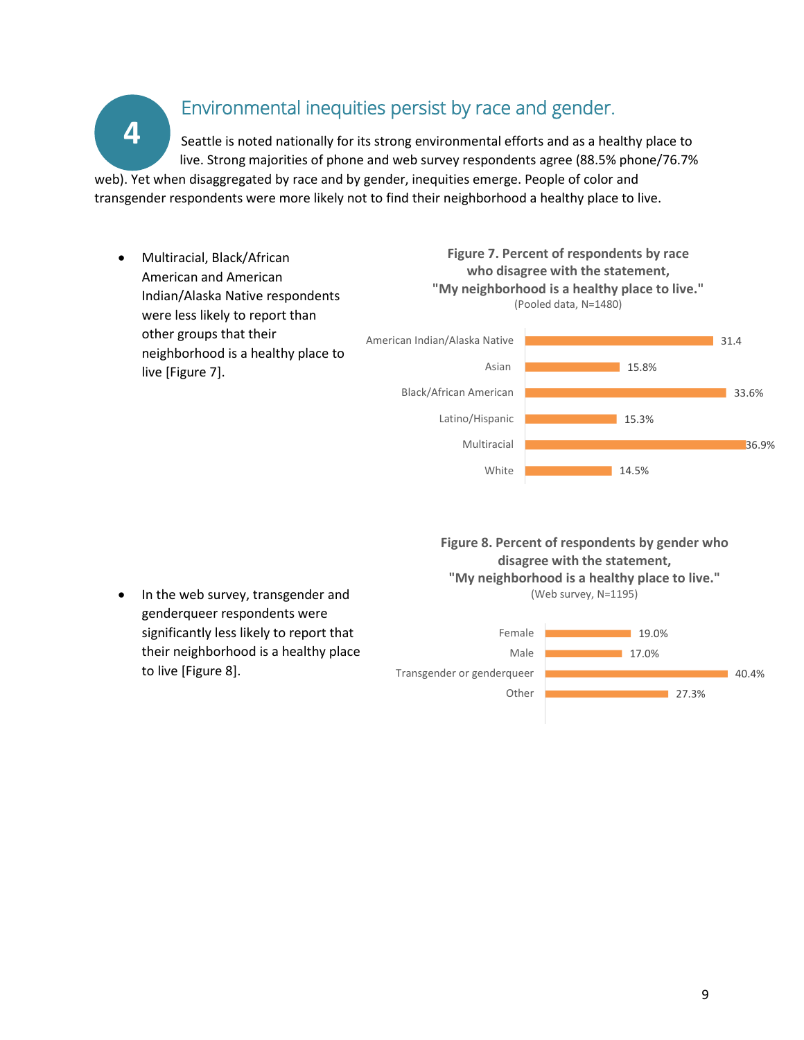## 4 Environmental inequities persist by race and gender.

Seattle is noted nationally for its strong environmental efforts and as a healthy place to live. Strong majorities of phone and web survey respondents agree (88.5% phone/76.7% web). Yet when disaggregated by race and by gender, inequities emerge. People of color and transgender respondents were more likely not to find their neighborhood a healthy place to live.

- Multiracial, Black/African American and American Indian/Alaska Native respondents were less likely to report than other groups that their neighborhood is a healthy place to live [Figure 7].

**Figure 7. Percent of respondents by race who disagree with the statement, "My neighborhood is a healthy place to live."**
(Pooled data, N=1480)

| Race | Percent |
|---|---|
| American Indian/Alaska Native | 31.4 |
| Asian | 15.8% |
| Black/African American | 33.6% |
| Latino/Hispanic | 15.3% |
| Multiracial | 36.9% |
| White | 14.5% |

- In the web survey, transgender and genderqueer respondents were significantly less likely to report that their neighborhood is a healthy place to live [Figure 8].

**Figure 8. Percent of respondents by gender who disagree with the statement, "My neighborhood is a healthy place to live."**
(Web survey, N=1195)

| Gender | Percent |
|---|---|
| Female | 19.0% |
| Male | 17.0% |
| Transgender or genderqueer | 40.4% |
| Other | 27.3% |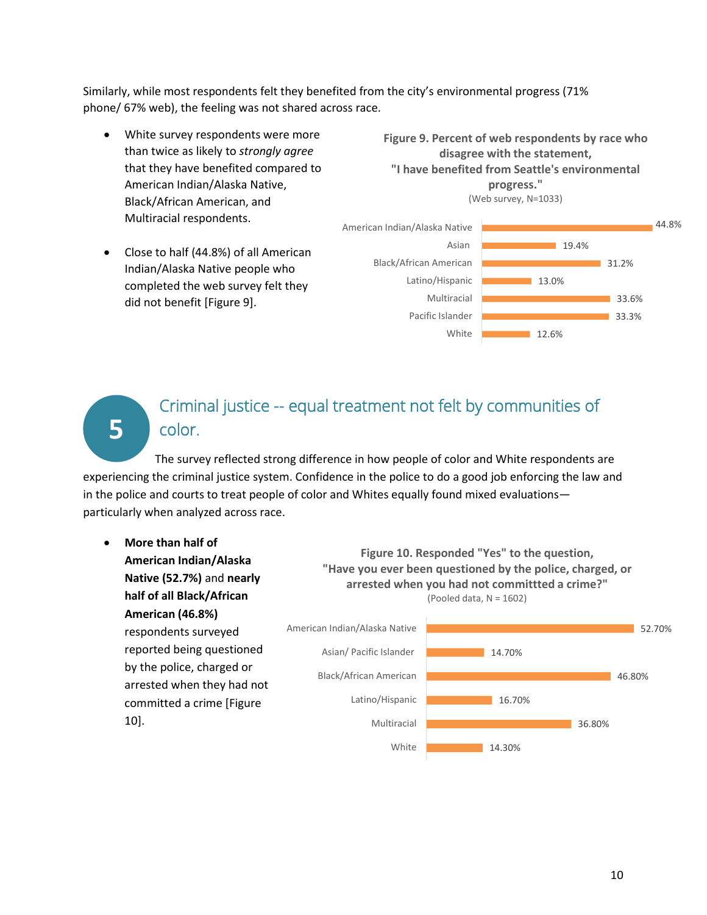Similarly, while most respondents felt they benefited from the city's environmental progress (71% phone/ 67% web), the feeling was not shared across race.

- White survey respondents were more than twice as likely to *strongly agree* that they have benefited compared to American Indian/Alaska Native, Black/African American, and Multiracial respondents.
- Close to half (44.8%) of all American Indian/Alaska Native people who completed the web survey felt they did not benefit [Figure 9].

**Figure 9. Percent of web respondents by race who disagree with the statement, "I have benefited from Seattle's environmental progress."**
(Web survey, N=1033)

| Race | Percent |
|---|---|
| American Indian/Alaska Native | 44.8% |
| Asian | 19.4% |
| Black/African American | 31.2% |
| Latino/Hispanic | 13.0% |
| Multiracial | 33.6% |
| Pacific Islander | 33.3% |
| White | 12.6% |

## 5 Criminal justice -- equal treatment not felt by communities of color.

The survey reflected strong difference in how people of color and White respondents are experiencing the criminal justice system. Confidence in the police to do a good job enforcing the law and in the police and courts to treat people of color and Whites equally found mixed evaluations—particularly when analyzed across race.

- **More than half of American Indian/Alaska Native (52.7%)** and **nearly half of all Black/African American (46.8%)** respondents surveyed reported being questioned by the police, charged or arrested when they had not committed a crime [Figure 10].

**Figure 10. Responded "Yes" to the question, "Have you ever been questioned by the police, charged, or arrested when you had not committted a crime?"**
(Pooled data, N = 1602)

| Race | Percent |
|---|---|
| American Indian/Alaska Native | 52.70% |
| Asian/ Pacific Islander | 14.70% |
| Black/African American | 46.80% |
| Latino/Hispanic | 16.70% |
| Multiracial | 36.80% |
| White | 14.30% |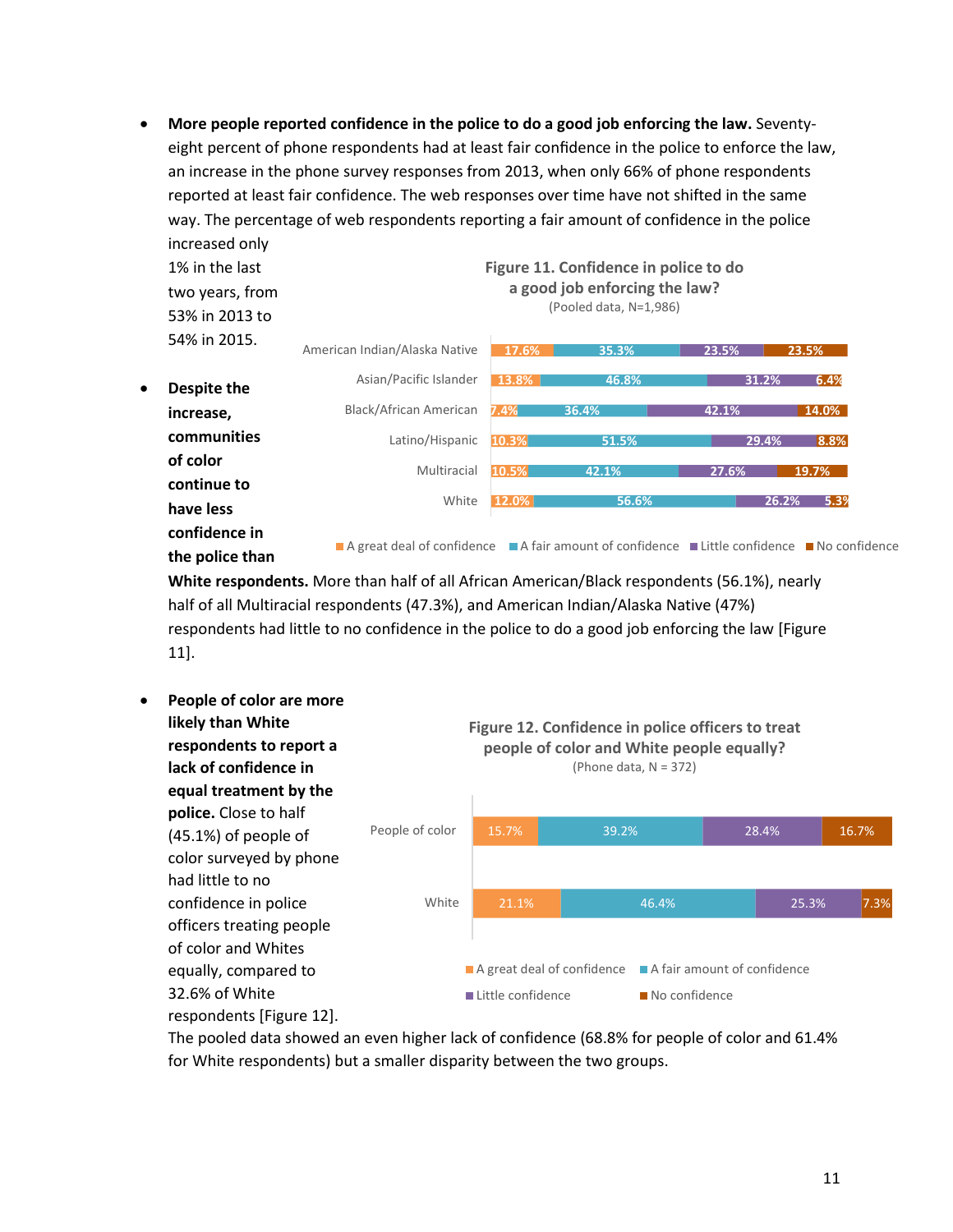- **More people reported confidence in the police to do a good job enforcing the law.** Seventy-eight percent of phone respondents had at least fair confidence in the police to enforce the law, an increase in the phone survey responses from 2013, when only 66% of phone respondents reported at least fair confidence. The web responses over time have not shifted in the same way. The percentage of web respondents reporting a fair amount of confidence in the police increased only 1% in the last two years, from 53% in 2013 to 54% in 2015.

**Figure 11. Confidence in police to do a good job enforcing the law?**
(Pooled data, N=1,986)

| | A great deal of confidence | A fair amount of confidence | Little confidence | No confidence |
|---|---|---|---|---|
| American Indian/Alaska Native | 17.6% | 35.3% | 23.5% | 23.5% |
| Asian/Pacific Islander | 13.8% | 46.8% | 31.2% | 6.4% |
| Black/African American | 7.4% | 36.4% | 42.1% | 14.0% |
| Latino/Hispanic | 10.3% | 51.5% | 29.4% | 8.8% |
| Multiracial | 10.5% | 42.1% | 27.6% | 19.7% |
| White | 12.0% | 56.6% | 26.2% | 5.3% |

- **Despite the increase, communities of color continue to have less confidence in the police than White respondents.** More than half of all African American/Black respondents (56.1%), nearly half of all Multiracial respondents (47.3%), and American Indian/Alaska Native (47%) respondents had little to no confidence in the police to do a good job enforcing the law [Figure 11].

- **People of color are more likely than White respondents to report a lack of confidence in equal treatment by the police.** Close to half (45.1%) of people of color surveyed by phone had little to no confidence in police officers treating people of color and Whites equally, compared to 32.6% of White respondents [Figure 12]. The pooled data showed an even higher lack of confidence (68.8% for people of color and 61.4% for White respondents) but a smaller disparity between the two groups.

**Figure 12. Confidence in police officers to treat people of color and White people equally?**
(Phone data, N = 372)

| | A great deal of confidence | A fair amount of confidence | Little confidence | No confidence |
|---|---|---|---|---|
| People of color | 15.7% | 39.2% | 28.4% | 16.7% |
| White | 21.1% | 46.4% | 25.3% | 7.3% |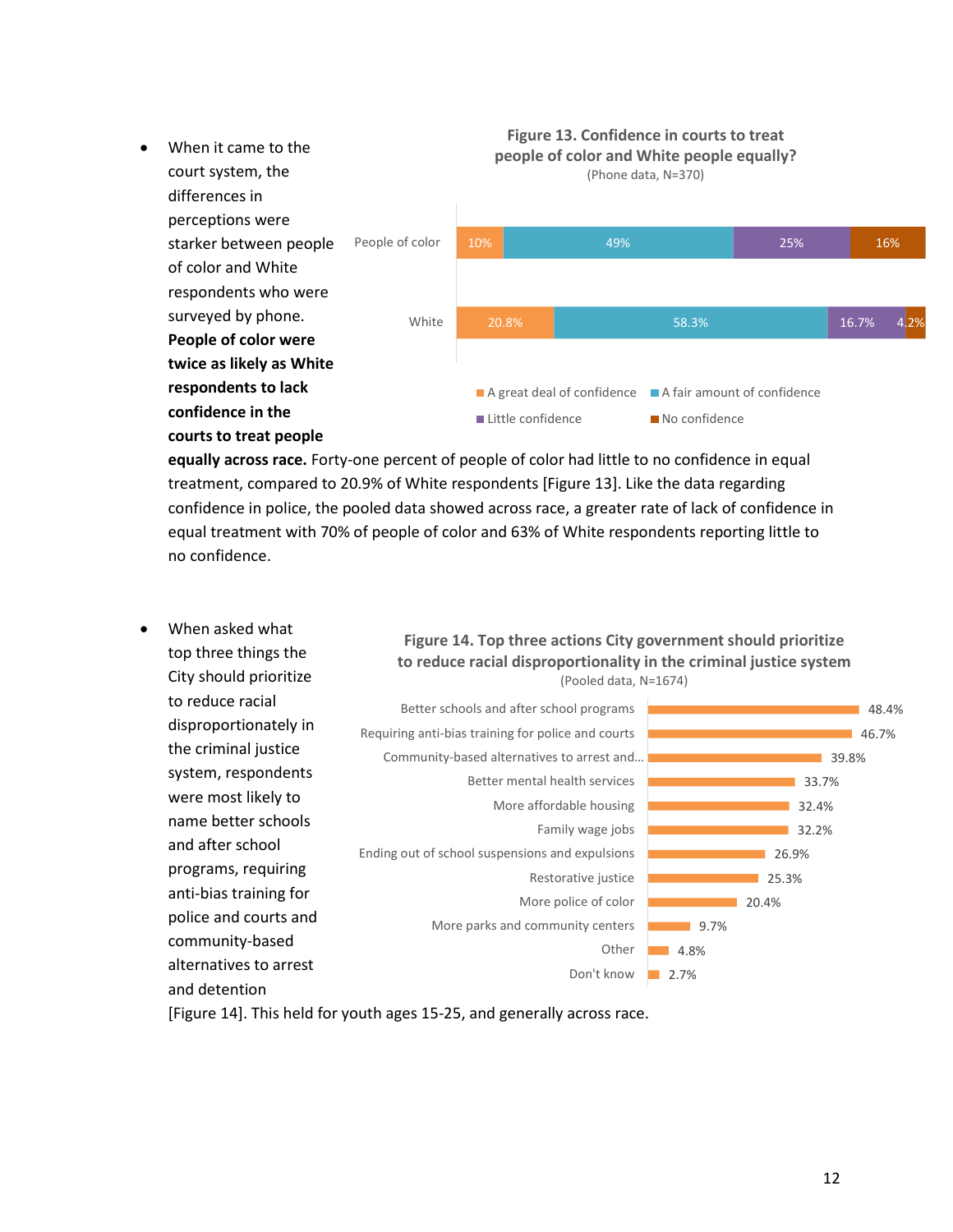- When it came to the court system, the differences in perceptions were starker between people of color and White respondents who were surveyed by phone. **People of color were twice as likely as White respondents to lack confidence in the courts to treat people equally across race.** Forty-one percent of people of color had little to no confidence in equal treatment, compared to 20.9% of White respondents [Figure 13]. Like the data regarding confidence in police, the pooled data showed across race, a greater rate of lack of confidence in equal treatment with 70% of people of color and 63% of White respondents reporting little to no confidence.

**Figure 13. Confidence in courts to treat people of color and White people equally?**
(Phone data, N=370)

| | A great deal of confidence | A fair amount of confidence | Little confidence | No confidence |
|---|---|---|---|---|
| People of color | 10% | 49% | 25% | 16% |
| White | 20.8% | 58.3% | 16.7% | 4.2% |

- When asked what top three things the City should prioritize to reduce racial disproportionality in the criminal justice system, respondents were most likely to name better schools and after school programs, requiring anti-bias training for police and courts and community-based alternatives to arrest and detention [Figure 14]. This held for youth ages 15-25, and generally across race.

**Figure 14. Top three actions City government should prioritize to reduce racial disproportionality in the criminal justice system**
(Pooled data, N=1674)

| Action | Percent |
|---|---|
| Better schools and after school programs | 48.4% |
| Requiring anti-bias training for police and courts | 46.7% |
| Community-based alternatives to arrest and... | 39.8% |
| Better mental health services | 33.7% |
| More affordable housing | 32.4% |
| Family wage jobs | 32.2% |
| Ending out of school suspensions and expulsions | 26.9% |
| Restorative justice | 25.3% |
| More police of color | 20.4% |
| More parks and community centers | 9.7% |
| Other | 4.8% |
| Don't know | 2.7% |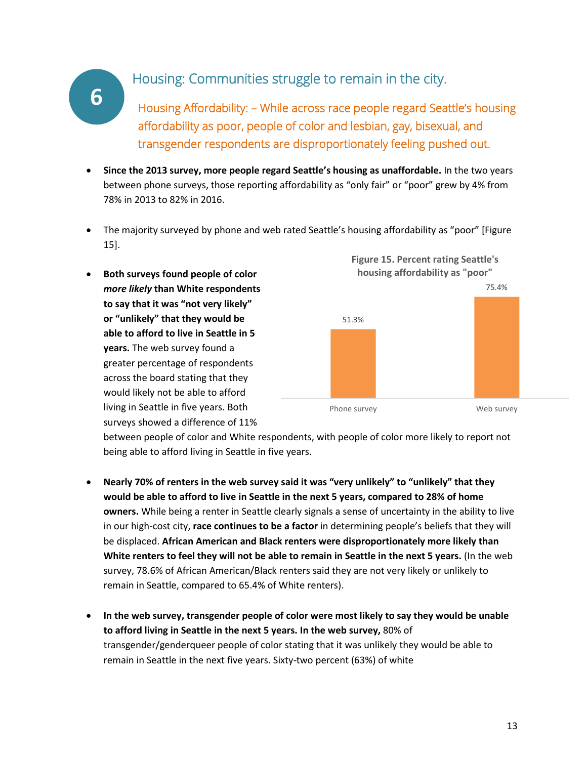## 6 Housing: Communities struggle to remain in the city.

### Housing Affordability: – While across race people regard Seattle's housing affordability as poor, people of color and lesbian, gay, bisexual, and transgender respondents are disproportionately feeling pushed out.

- **Since the 2013 survey, more people regard Seattle's housing as unaffordable.** In the two years between phone surveys, those reporting affordability as "only fair" or "poor" grew by 4% from 78% in 2013 to 82% in 2016.

- The majority surveyed by phone and web rated Seattle's housing affordability as "poor" [Figure 15].

**Figure 15. Percent rating Seattle's housing affordability as "poor"**

| Survey | Percent |
|---|---|
| Phone survey | 51.3% |
| Web survey | 75.4% |

- **Both surveys found people of color *more likely* than White respondents to say that it was "not very likely" or "unlikely" that they would be able to afford to live in Seattle in 5 years.** The web survey found a greater percentage of respondents across the board stating that they would likely not be able to afford living in Seattle in five years. Both surveys showed a difference of 11% between people of color and White respondents, with people of color more likely to report not being able to afford living in Seattle in five years.

- **Nearly 70% of renters in the web survey said it was "very unlikely" to "unlikely" that they would be able to afford to live in Seattle in the next 5 years, compared to 28% of home owners.** While being a renter in Seattle clearly signals a sense of uncertainty in the ability to live in our high-cost city, **race continues to be a factor** in determining people's beliefs that they will be displaced. **African American and Black renters were disproportionately more likely than White renters to feel they will not be able to remain in Seattle in the next 5 years.** (In the web survey, 78.6% of African American/Black renters said they are not very likely or unlikely to remain in Seattle, compared to 65.4% of White renters).

- **In the web survey, transgender people of color were most likely to say they would be unable to afford living in Seattle in the next 5 years. In the web survey,** 80% of transgender/genderqueer people of color stating that it was unlikely they would be able to remain in Seattle in the next five years. Sixty-two percent (63%) of white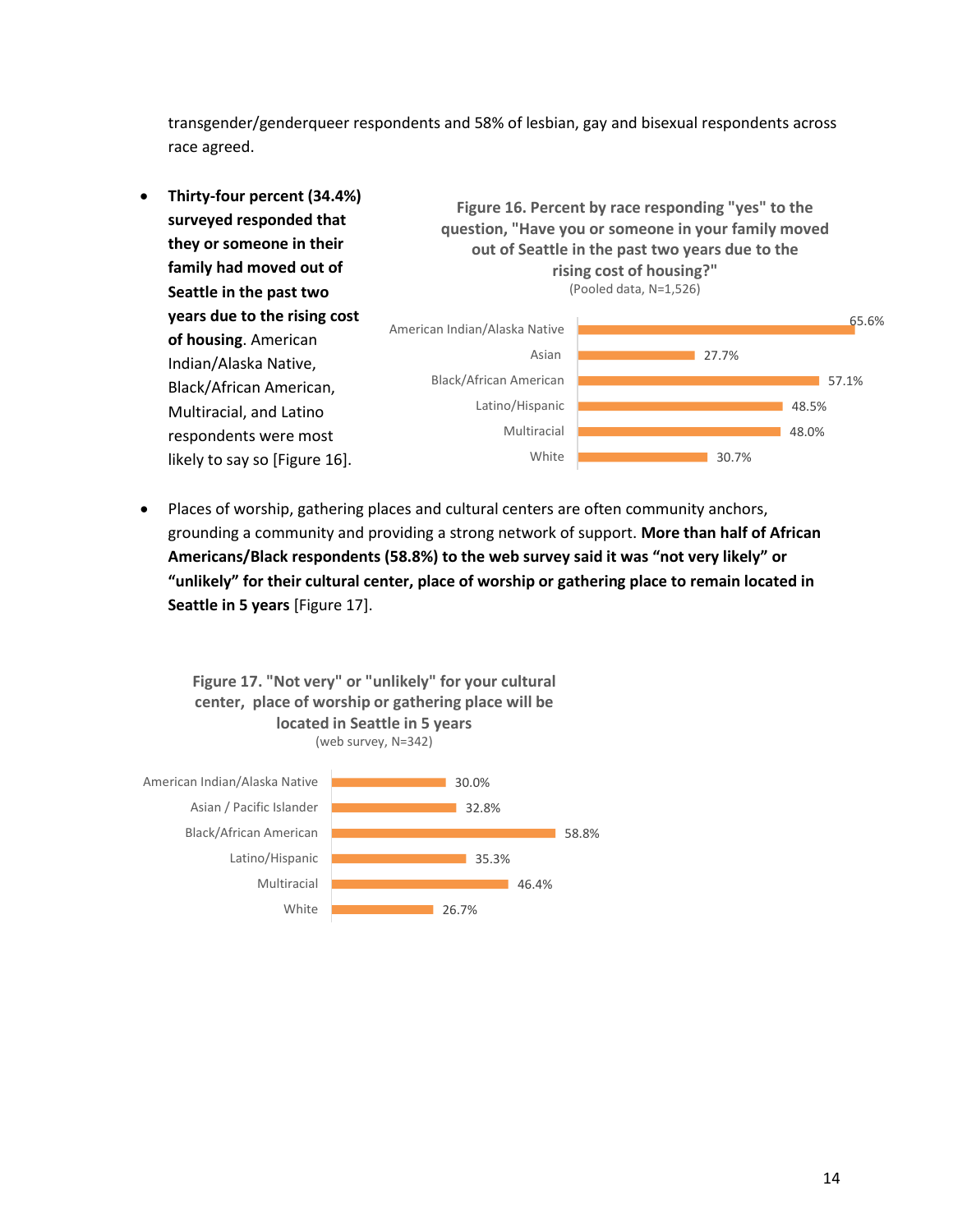transgender/genderqueer respondents and 58% of lesbian, gay and bisexual respondents across race agreed.

- **Thirty-four percent (34.4%) surveyed responded that they or someone in their family had moved out of Seattle in the past two years due to the rising cost of housing**. American Indian/Alaska Native, Black/African American, Multiracial, and Latino respondents were most likely to say so [Figure 16].

**Figure 16. Percent by race responding "yes" to the question, "Have you or someone in your family moved out of Seattle in the past two years due to the rising cost of housing?"**
(Pooled data, N=1,526)

| Race | Percent |
|---|---|
| American Indian/Alaska Native | 65.6% |
| Asian | 27.7% |
| Black/African American | 57.1% |
| Latino/Hispanic | 48.5% |
| Multiracial | 48.0% |
| White | 30.7% |

- Places of worship, gathering places and cultural centers are often community anchors, grounding a community and providing a strong network of support. **More than half of African Americans/Black respondents (58.8%) to the web survey said it was "not very likely" or "unlikely" for their cultural center, place of worship or gathering place to remain located in Seattle in 5 years** [Figure 17].

**Figure 17. "Not very" or "unlikely" for your cultural center, place of worship or gathering place will be located in Seattle in 5 years**
(web survey, N=342)

| Race | Percent |
|---|---|
| American Indian/Alaska Native | 30.0% |
| Asian / Pacific Islander | 32.8% |
| Black/African American | 58.8% |
| Latino/Hispanic | 35.3% |
| Multiracial | 46.4% |
| White | 26.7% |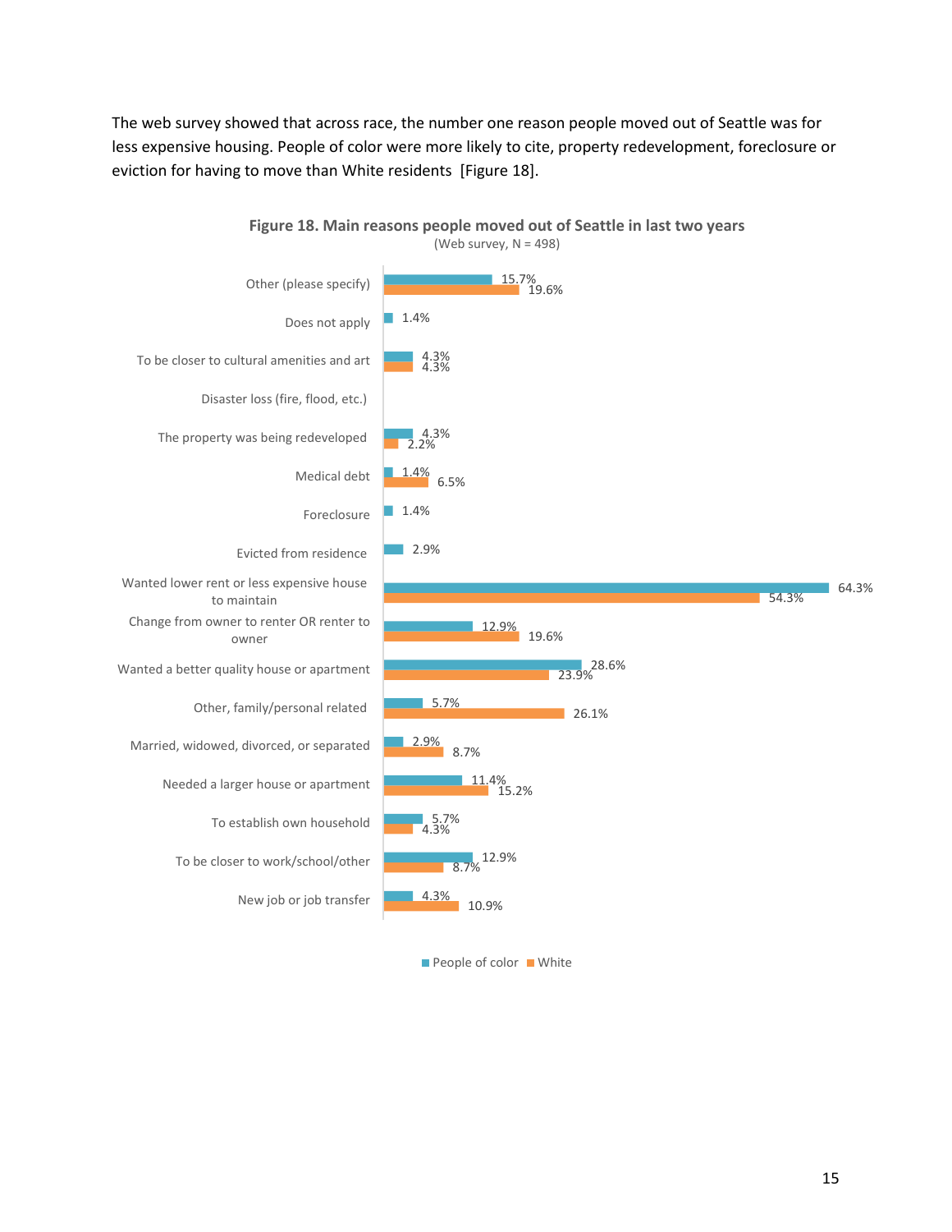The web survey showed that across race, the number one reason people moved out of Seattle was for less expensive housing. People of color were more likely to cite, property redevelopment, foreclosure or eviction for having to move than White residents [Figure 18].

**Figure 18. Main reasons people moved out of Seattle in last two years**
(Web survey, N = 498)

| Reason | People of color | White |
|---|---|---|
| Other (please specify) | 15.7% | 19.6% |
| Does not apply | 1.4% | |
| To be closer to cultural amenities and art | 4.3% | 4.3% |
| Disaster loss (fire, flood, etc.) | | |
| The property was being redeveloped | 4.3% | 2.2% |
| Medical debt | 1.4% | 6.5% |
| Foreclosure | 1.4% | |
| Evicted from residence | 2.9% | |
| Wanted lower rent or less expensive house to maintain | 64.3% | 54.3% |
| Change from owner to renter OR renter to owner | 12.9% | 19.6% |
| Wanted a better quality house or apartment | 28.6% | 23.9% |
| Other, family/personal related | 5.7% | 26.1% |
| Married, widowed, divorced, or separated | 2.9% | 8.7% |
| Needed a larger house or apartment | 11.4% | 15.2% |
| To establish own household | 5.7% | 4.3% |
| To be closer to work/school/other | 12.9% | 8.7% |
| New job or job transfer | 4.3% | 10.9% |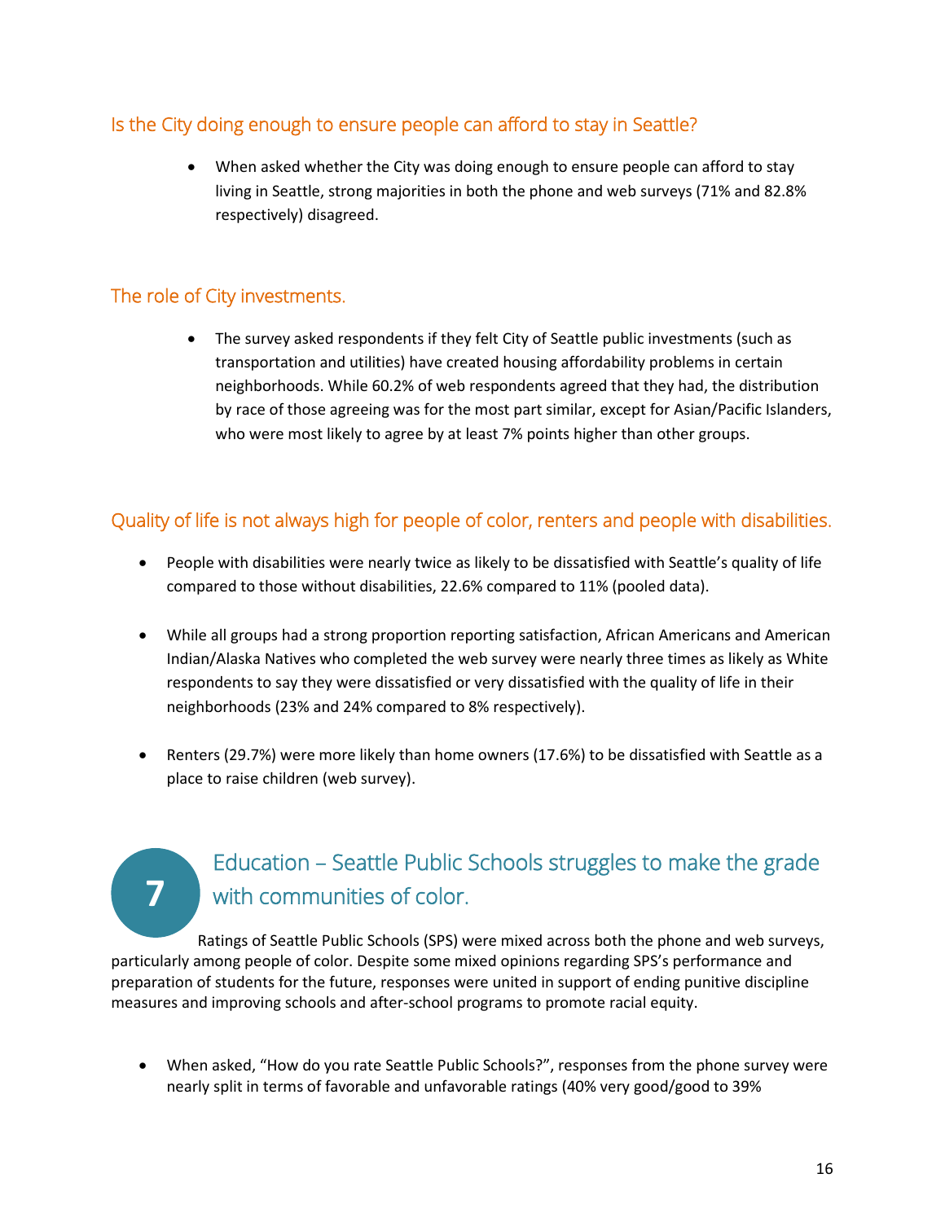### Is the City doing enough to ensure people can afford to stay in Seattle?

- When asked whether the City was doing enough to ensure people can afford to stay living in Seattle, strong majorities in both the phone and web surveys (71% and 82.8% respectively) disagreed.

### The role of City investments.

- The survey asked respondents if they felt City of Seattle public investments (such as transportation and utilities) have created housing affordability problems in certain neighborhoods. While 60.2% of web respondents agreed that they had, the distribution by race of those agreeing was for the most part similar, except for Asian/Pacific Islanders, who were most likely to agree by at least 7% points higher than other groups.

### Quality of life is not always high for people of color, renters and people with disabilities.

- People with disabilities were nearly twice as likely to be dissatisfied with Seattle's quality of life compared to those without disabilities, 22.6% compared to 11% (pooled data).
- While all groups had a strong proportion reporting satisfaction, African Americans and American Indian/Alaska Natives who completed the web survey were nearly three times as likely as White respondents to say they were dissatisfied or very dissatisfied with the quality of life in their neighborhoods (23% and 24% compared to 8% respectively).
- Renters (29.7%) were more likely than home owners (17.6%) to be dissatisfied with Seattle as a place to raise children (web survey).

## 7 Education – Seattle Public Schools struggles to make the grade with communities of color.

Ratings of Seattle Public Schools (SPS) were mixed across both the phone and web surveys, particularly among people of color. Despite some mixed opinions regarding SPS's performance and preparation of students for the future, responses were united in support of ending punitive discipline measures and improving schools and after-school programs to promote racial equity.

- When asked, "How do you rate Seattle Public Schools?", responses from the phone survey were nearly split in terms of favorable and unfavorable ratings (40% very good/good to 39%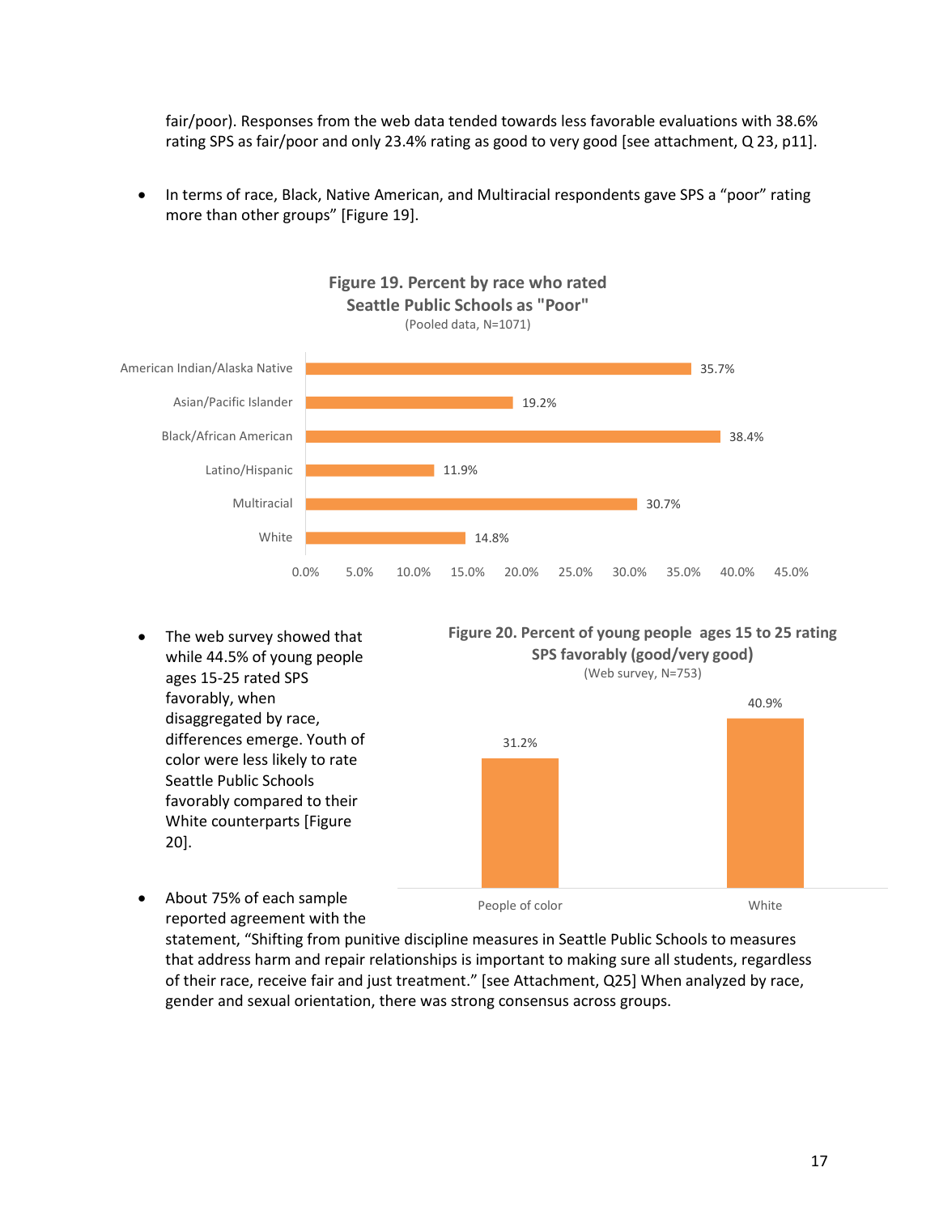fair/poor). Responses from the web data tended towards less favorable evaluations with 38.6% rating SPS as fair/poor and only 23.4% rating as good to very good [see attachment, Q 23, p11].

- In terms of race, Black, Native American, and Multiracial respondents gave SPS a "poor" rating more than other groups" [Figure 19].

**Figure 19. Percent by race who rated Seattle Public Schools as "Poor"**
(Pooled data, N=1071)

| Race | Percent |
|---|---|
| American Indian/Alaska Native | 35.7% |
| Asian/Pacific Islander | 19.2% |
| Black/African American | 38.4% |
| Latino/Hispanic | 11.9% |
| Multiracial | 30.7% |
| White | 14.8% |

- The web survey showed that while 44.5% of young people ages 15-25 rated SPS favorably, when disaggregated by race, differences emerge. Youth of color were less likely to rate Seattle Public Schools favorably compared to their White counterparts [Figure 20].

**Figure 20. Percent of young people ages 15 to 25 rating SPS favorably (good/very good)**
(Web survey, N=753)

| Group | Percent |
|---|---|
| People of color | 31.2% |
| White | 40.9% |

- About 75% of each sample reported agreement with the statement, "Shifting from punitive discipline measures in Seattle Public Schools to measures that address harm and repair relationships is important to making sure all students, regardless of their race, receive fair and just treatment." [see Attachment, Q25] When analyzed by race, gender and sexual orientation, there was strong consensus across groups.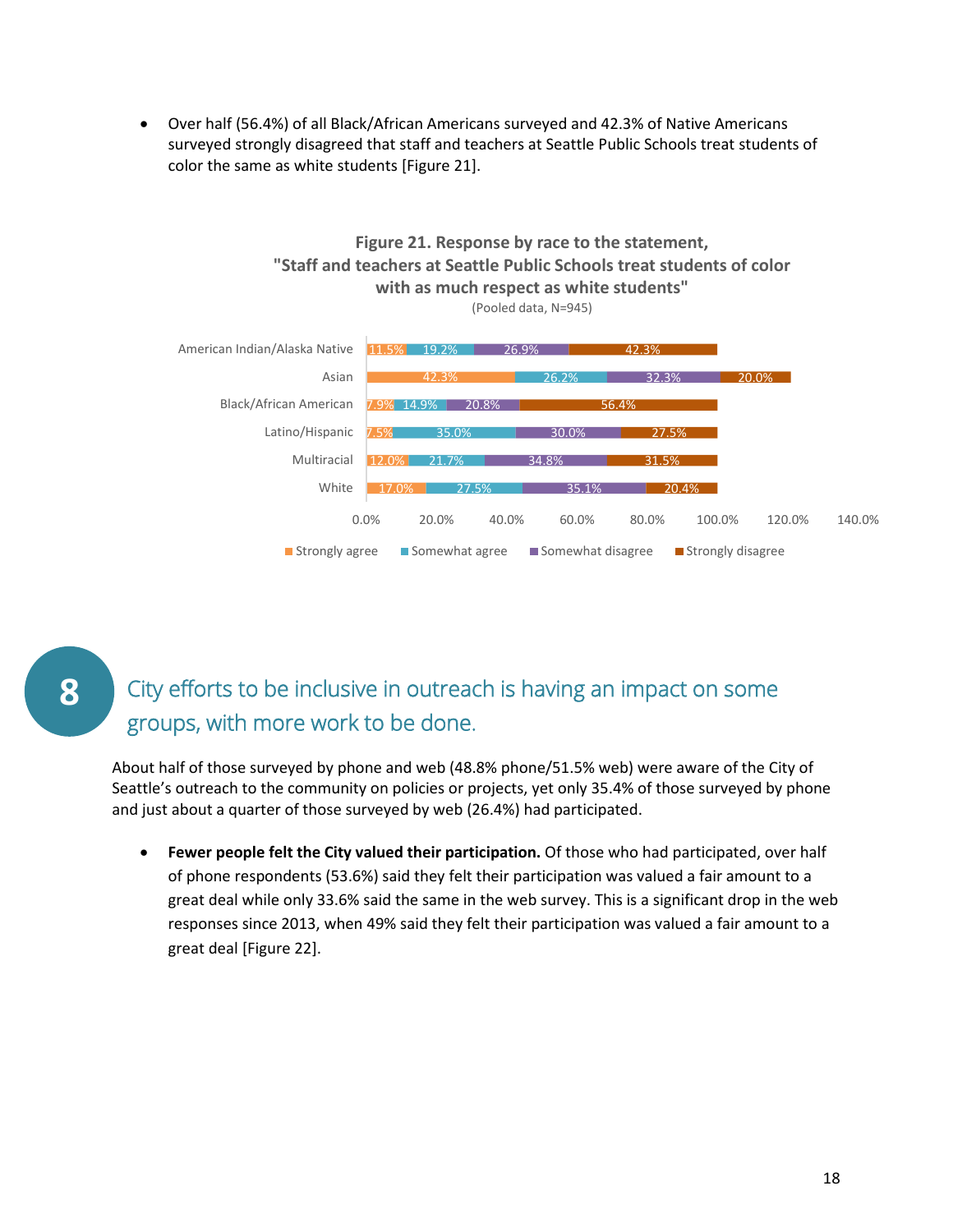- Over half (56.4%) of all Black/African Americans surveyed and 42.3% of Native Americans surveyed strongly disagreed that staff and teachers at Seattle Public Schools treat students of color the same as white students [Figure 21].

**Figure 21. Response by race to the statement, "Staff and teachers at Seattle Public Schools treat students of color with as much respect as white students"**

(Pooled data, N=945)

| | Strongly agree | Somewhat agree | Somewhat disagree | Strongly disagree |
|---|---|---|---|---|
| American Indian/Alaska Native | 11.5% | 19.2% | 26.9% | 42.3% |
| Asian | 42.3% | 26.2% | 32.3% | 20.0% |
| Black/African American | 7.9% | 14.9% | 20.8% | 56.4% |
| Latino/Hispanic | 7.5% | 35.0% | 30.0% | 27.5% |
| Multiracial | 12.0% | 21.7% | 34.8% | 31.5% |
| White | 17.0% | 27.5% | 35.1% | 20.4% |

## 8 City efforts to be inclusive in outreach is having an impact on some groups, with more work to be done.

About half of those surveyed by phone and web (48.8% phone/51.5% web) were aware of the City of Seattle's outreach to the community on policies or projects, yet only 35.4% of those surveyed by phone and just about a quarter of those surveyed by web (26.4%) had participated.

- **Fewer people felt the City valued their participation.** Of those who had participated, over half of phone respondents (53.6%) said they felt their participation was valued a fair amount to a great deal while only 33.6% said the same in the web survey. This is a significant drop in the web responses since 2013, when 49% said they felt their participation was valued a fair amount to a great deal [Figure 22].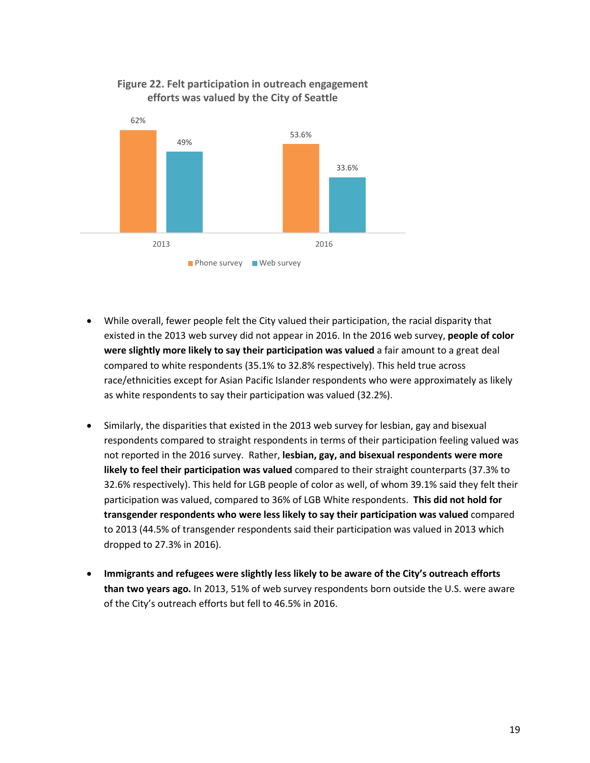**Figure 22. Felt participation in outreach engagement efforts was valued by the City of Seattle**

| | Phone survey | Web survey |
|---|---|---|
| 2013 | 62% | 49% |
| 2016 | 53.6% | 33.6% |

- While overall, fewer people felt the City valued their participation, the racial disparity that existed in the 2013 web survey did not appear in 2016. In the 2016 web survey, **people of color were slightly more likely to say their participation was valued** a fair amount to a great deal compared to white respondents (35.1% to 32.8% respectively). This held true across race/ethnicities except for Asian Pacific Islander respondents who were approximately as likely as white respondents to say their participation was valued (32.2%).

- Similarly, the disparities that existed in the 2013 web survey for lesbian, gay and bisexual respondents compared to straight respondents in terms of their participation feeling valued was not reported in the 2016 survey. Rather, **lesbian, gay, and bisexual respondents were more likely to feel their participation was valued** compared to their straight counterparts (37.3% to 32.6% respectively). This held for LGB people of color as well, of whom 39.1% said they felt their participation was valued, compared to 36% of LGB White respondents. **This did not hold for transgender respondents who were less likely to say their participation was valued** compared to 2013 (44.5% of transgender respondents said their participation was valued in 2013 which dropped to 27.3% in 2016).

- **Immigrants and refugees were slightly less likely to be aware of the City's outreach efforts than two years ago.** In 2013, 51% of web survey respondents born outside the U.S. were aware of the City's outreach efforts but fell to 46.5% in 2016.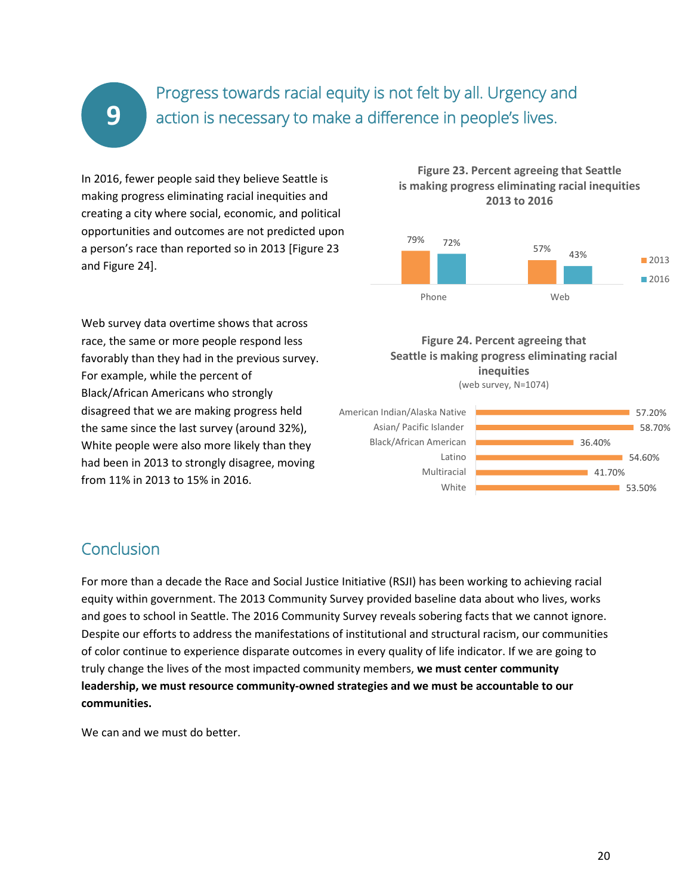## 9 Progress towards racial equity is not felt by all. Urgency and action is necessary to make a difference in people's lives.

In 2016, fewer people said they believe Seattle is making progress eliminating racial inequities and creating a city where social, economic, and political opportunities and outcomes are not predicted upon a person's race than reported so in 2013 [Figure 23 and Figure 24].

**Figure 23. Percent agreeing that Seattle is making progress eliminating racial inequities 2013 to 2016**

| | 2013 | 2016 |
|---|---|---|
| Phone | 79% | 72% |
| Web | 57% | 43% |

Web survey data overtime shows that across race, the same or more people respond less favorably than they had in the previous survey. For example, while the percent of Black/African Americans who strongly disagreed that we are making progress held the same since the last survey (around 32%), White people were also more likely than they had been in 2013 to strongly disagree, moving from 11% in 2013 to 15% in 2016.

**Figure 24. Percent agreeing that Seattle is making progress eliminating racial inequities**
(web survey, N=1074)

| Race | Percent |
|---|---|
| American Indian/Alaska Native | 57.20% |
| Asian/ Pacific Islander | 58.70% |
| Black/African American | 36.40% |
| Latino | 54.60% |
| Multiracial | 41.70% |
| White | 53.50% |

## Conclusion

For more than a decade the Race and Social Justice Initiative (RSJI) has been working to achieving racial equity within government. The 2013 Community Survey provided baseline data about who lives, works and goes to school in Seattle. The 2016 Community Survey reveals sobering facts that we cannot ignore. Despite our efforts to address the manifestations of institutional and structural racism, our communities of color continue to experience disparate outcomes in every quality of life indicator. If we are going to truly change the lives of the most impacted community members, **we must center community leadership, we must resource community-owned strategies and we must be accountable to our communities.**

We can and we must do better.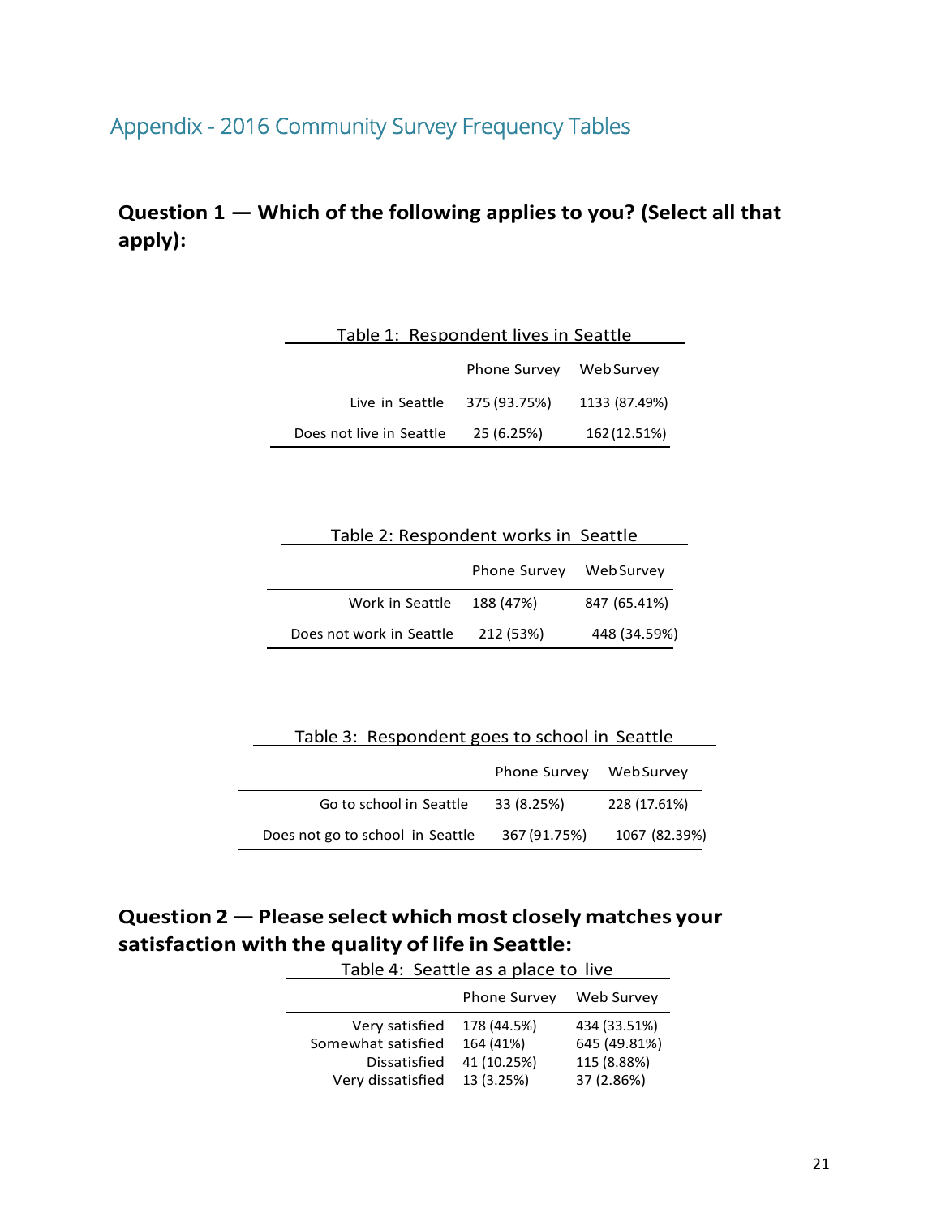## Appendix - 2016 Community Survey Frequency Tables

### Question 1 — Which of the following applies to you? (Select all that apply):

Table 1: Respondent lives in Seattle

| | Phone Survey | Web Survey |
|---|---|---|
| Live in Seattle | 375 (93.75%) | 1133 (87.49%) |
| Does not live in Seattle | 25 (6.25%) | 162 (12.51%) |

Table 2: Respondent works in Seattle

| | Phone Survey | Web Survey |
|---|---|---|
| Work in Seattle | 188 (47%) | 847 (65.41%) |
| Does not work in Seattle | 212 (53%) | 448 (34.59%) |

Table 3: Respondent goes to school in Seattle

| | Phone Survey | Web Survey |
|---|---|---|
| Go to school in Seattle | 33 (8.25%) | 228 (17.61%) |
| Does not go to school in Seattle | 367 (91.75%) | 1067 (82.39%) |

### Question 2 — Please select which most closely matches your satisfaction with the quality of life in Seattle:

Table 4: Seattle as a place to live

| | Phone Survey | Web Survey |
|---|---|---|
| Very satisfied | 178 (44.5%) | 434 (33.51%) |
| Somewhat satisfied | 164 (41%) | 645 (49.81%) |
| Dissatisfied | 41 (10.25%) | 115 (8.88%) |
| Very dissatisfied | 13 (3.25%) | 37 (2.86%) |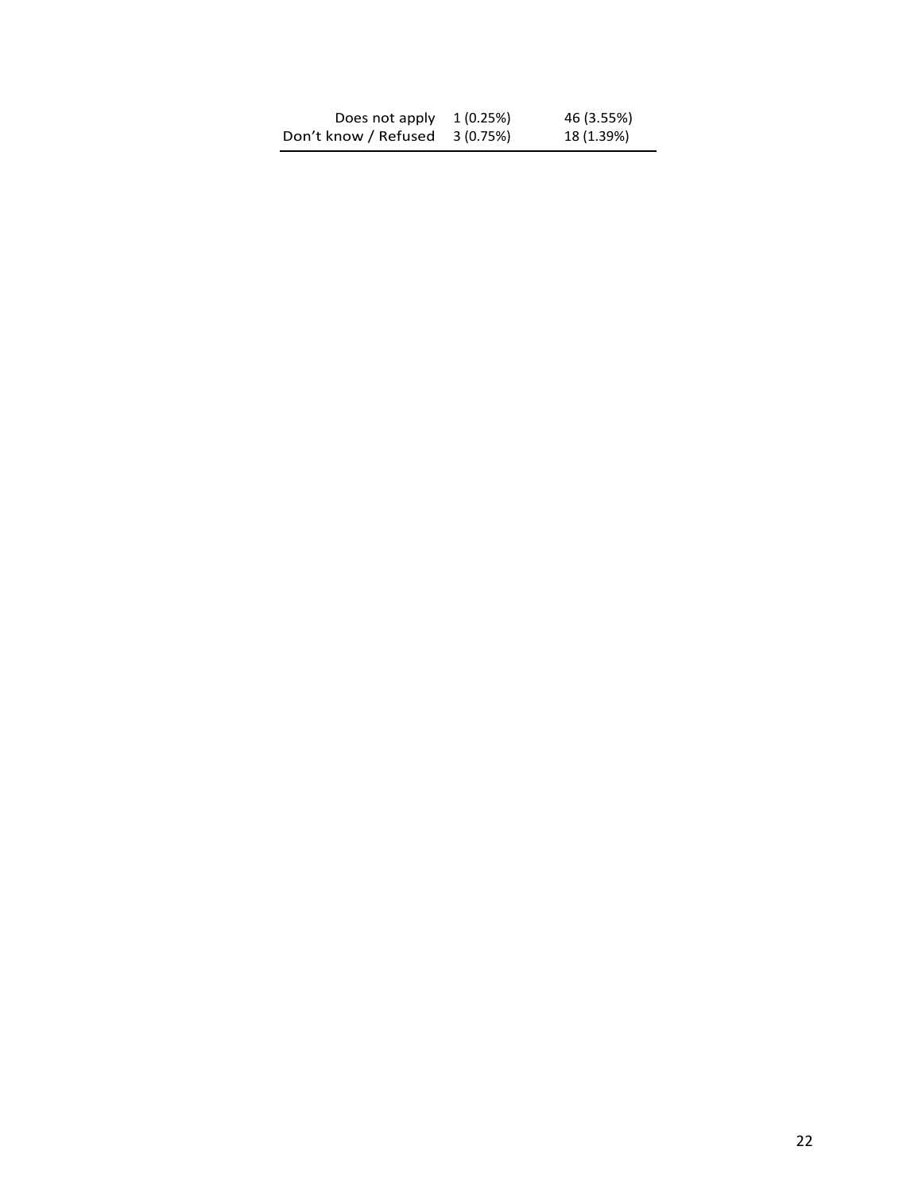| | | |
|---|---|---|
| Does not apply | 1 (0.25%) | 46 (3.55%) |
| Don't know / Refused | 3 (0.75%) | 18 (1.39%) |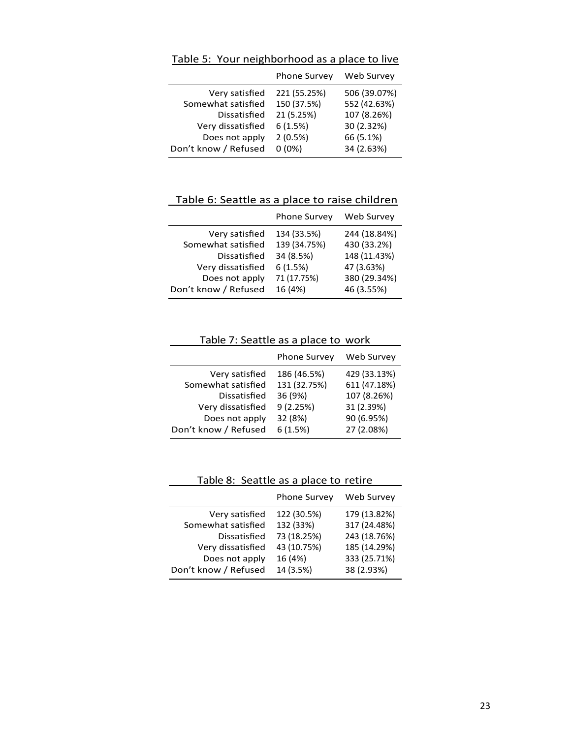Table 5: Your neighborhood as a place to live

| | Phone Survey | Web Survey |
|---|---|---|
| Very satisfied | 221 (55.25%) | 506 (39.07%) |
| Somewhat satisfied | 150 (37.5%) | 552 (42.63%) |
| Dissatisfied | 21 (5.25%) | 107 (8.26%) |
| Very dissatisfied | 6 (1.5%) | 30 (2.32%) |
| Does not apply | 2 (0.5%) | 66 (5.1%) |
| Don't know / Refused | 0 (0%) | 34 (2.63%) |

Table 6: Seattle as a place to raise children

| | Phone Survey | Web Survey |
|---|---|---|
| Very satisfied | 134 (33.5%) | 244 (18.84%) |
| Somewhat satisfied | 139 (34.75%) | 430 (33.2%) |
| Dissatisfied | 34 (8.5%) | 148 (11.43%) |
| Very dissatisfied | 6 (1.5%) | 47 (3.63%) |
| Does not apply | 71 (17.75%) | 380 (29.34%) |
| Don't know / Refused | 16 (4%) | 46 (3.55%) |

Table 7: Seattle as a place to work

| | Phone Survey | Web Survey |
|---|---|---|
| Very satisfied | 186 (46.5%) | 429 (33.13%) |
| Somewhat satisfied | 131 (32.75%) | 611 (47.18%) |
| Dissatisfied | 36 (9%) | 107 (8.26%) |
| Very dissatisfied | 9 (2.25%) | 31 (2.39%) |
| Does not apply | 32 (8%) | 90 (6.95%) |
| Don't know / Refused | 6 (1.5%) | 27 (2.08%) |

Table 8: Seattle as a place to retire

| | Phone Survey | Web Survey |
|---|---|---|
| Very satisfied | 122 (30.5%) | 179 (13.82%) |
| Somewhat satisfied | 132 (33%) | 317 (24.48%) |
| Dissatisfied | 73 (18.25%) | 243 (18.76%) |
| Very dissatisfied | 43 (10.75%) | 185 (14.29%) |
| Does not apply | 16 (4%) | 333 (25.71%) |
| Don't know / Refused | 14 (3.5%) | 38 (2.93%) |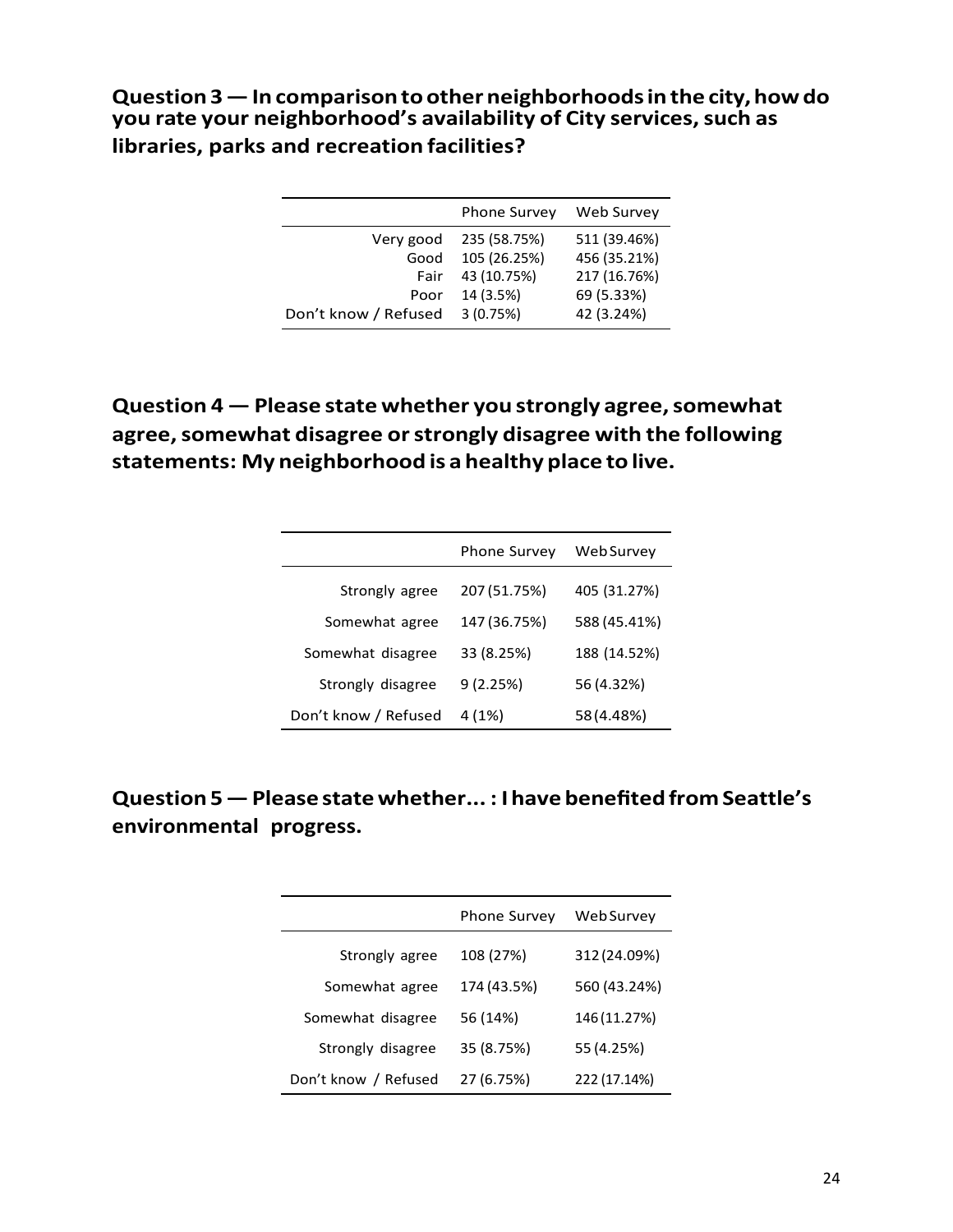## Question 3 — In comparison to other neighborhoods in the city, how do you rate your neighborhood's availability of City services, such as libraries, parks and recreation facilities?

| | Phone Survey | Web Survey |
|---|---|---|
| Very good | 235 (58.75%) | 511 (39.46%) |
| Good | 105 (26.25%) | 456 (35.21%) |
| Fair | 43 (10.75%) | 217 (16.76%) |
| Poor | 14 (3.5%) | 69 (5.33%) |
| Don't know / Refused | 3 (0.75%) | 42 (3.24%) |

## Question 4 — Please state whether you strongly agree, somewhat agree, somewhat disagree or strongly disagree with the following statements: My neighborhood is a healthy place to live.

| | Phone Survey | Web Survey |
|---|---|---|
| Strongly agree | 207 (51.75%) | 405 (31.27%) |
| Somewhat agree | 147 (36.75%) | 588 (45.41%) |
| Somewhat disagree | 33 (8.25%) | 188 (14.52%) |
| Strongly disagree | 9 (2.25%) | 56 (4.32%) |
| Don't know / Refused | 4 (1%) | 58 (4.48%) |

## Question 5 — Please state whether... : I have benefited from Seattle's environmental progress.

| | Phone Survey | Web Survey |
|---|---|---|
| Strongly agree | 108 (27%) | 312 (24.09%) |
| Somewhat agree | 174 (43.5%) | 560 (43.24%) |
| Somewhat disagree | 56 (14%) | 146 (11.27%) |
| Strongly disagree | 35 (8.75%) | 55 (4.25%) |
| Don't know / Refused | 27 (6.75%) | 222 (17.14%) |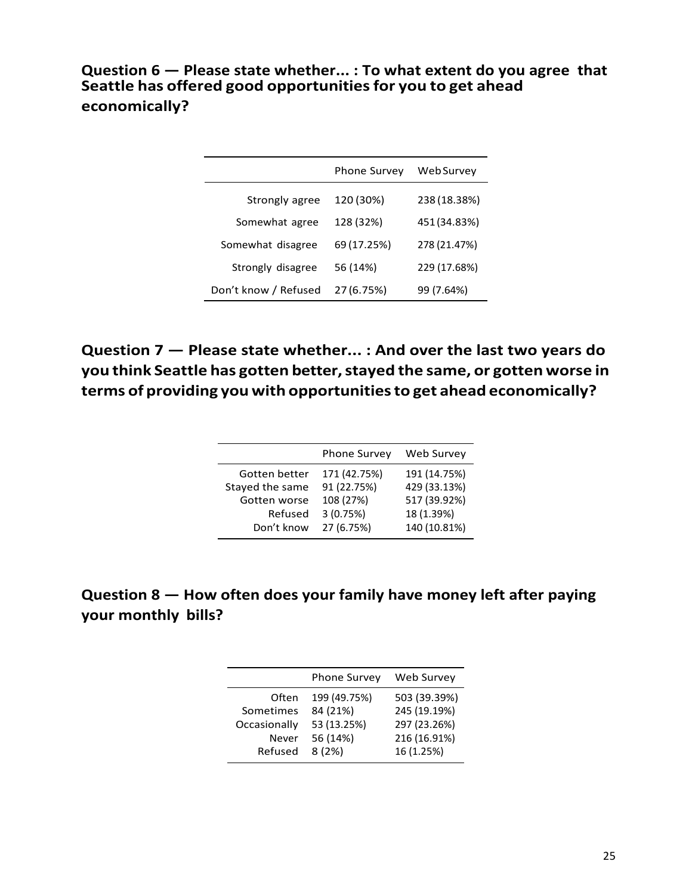### Question 6 — Please state whether... : To what extent do you agree that Seattle has offered good opportunities for you to get ahead economically?

| | Phone Survey | Web Survey |
|---|---|---|
| Strongly agree | 120 (30%) | 238 (18.38%) |
| Somewhat agree | 128 (32%) | 451 (34.83%) |
| Somewhat disagree | 69 (17.25%) | 278 (21.47%) |
| Strongly disagree | 56 (14%) | 229 (17.68%) |
| Don't know / Refused | 27 (6.75%) | 99 (7.64%) |

### Question 7 — Please state whether... : And over the last two years do you think Seattle has gotten better, stayed the same, or gotten worse in terms of providing you with opportunities to get ahead economically?

| | Phone Survey | Web Survey |
|---|---|---|
| Gotten better | 171 (42.75%) | 191 (14.75%) |
| Stayed the same | 91 (22.75%) | 429 (33.13%) |
| Gotten worse | 108 (27%) | 517 (39.92%) |
| Refused | 3 (0.75%) | 18 (1.39%) |
| Don't know | 27 (6.75%) | 140 (10.81%) |

### Question 8 — How often does your family have money left after paying your monthly bills?

| | Phone Survey | Web Survey |
|---|---|---|
| Often | 199 (49.75%) | 503 (39.39%) |
| Sometimes | 84 (21%) | 245 (19.19%) |
| Occasionally | 53 (13.25%) | 297 (23.26%) |
| Never | 56 (14%) | 216 (16.91%) |
| Refused | 8 (2%) | 16 (1.25%) |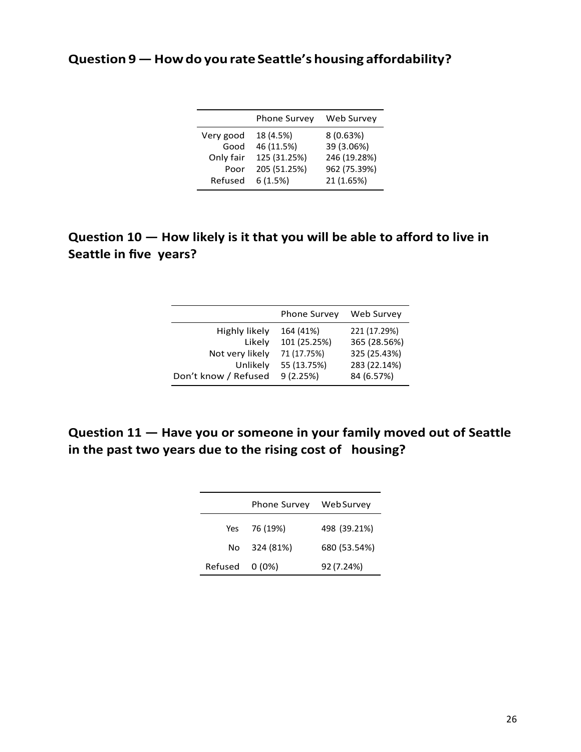### Question 9 — How do you rate Seattle's housing affordability?

| | Phone Survey | Web Survey |
|---|---|---|
| Very good | 18 (4.5%) | 8 (0.63%) |
| Good | 46 (11.5%) | 39 (3.06%) |
| Only fair | 125 (31.25%) | 246 (19.28%) |
| Poor | 205 (51.25%) | 962 (75.39%) |
| Refused | 6 (1.5%) | 21 (1.65%) |

### Question 10 — How likely is it that you will be able to afford to live in Seattle in five years?

| | Phone Survey | Web Survey |
|---|---|---|
| Highly likely | 164 (41%) | 221 (17.29%) |
| Likely | 101 (25.25%) | 365 (28.56%) |
| Not very likely | 71 (17.75%) | 325 (25.43%) |
| Unlikely | 55 (13.75%) | 283 (22.14%) |
| Don't know / Refused | 9 (2.25%) | 84 (6.57%) |

### Question 11 — Have you or someone in your family moved out of Seattle in the past two years due to the rising cost of housing?

| | Phone Survey | Web Survey |
|---|---|---|
| Yes | 76 (19%) | 498 (39.21%) |
| No | 324 (81%) | 680 (53.54%) |
| Refused | 0 (0%) | 92 (7.24%) |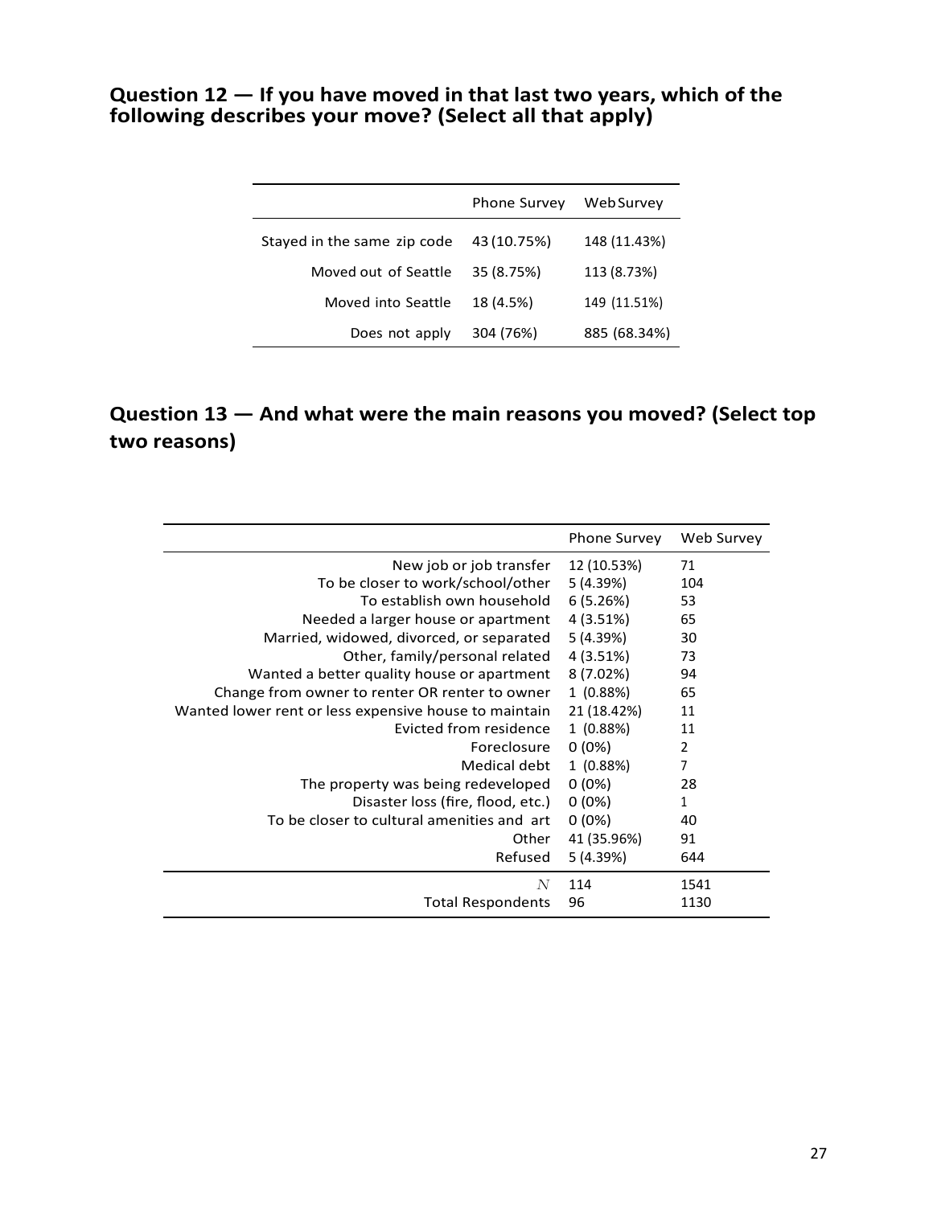### Question 12 — If you have moved in that last two years, which of the following describes your move? (Select all that apply)

| | Phone Survey | Web Survey |
|---|---|---|
| Stayed in the same zip code | 43 (10.75%) | 148 (11.43%) |
| Moved out of Seattle | 35 (8.75%) | 113 (8.73%) |
| Moved into Seattle | 18 (4.5%) | 149 (11.51%) |
| Does not apply | 304 (76%) | 885 (68.34%) |

### Question 13 — And what were the main reasons you moved? (Select top two reasons)

| | Phone Survey | Web Survey |
|---|---|---|
| New job or job transfer | 12 (10.53%) | 71 |
| To be closer to work/school/other | 5 (4.39%) | 104 |
| To establish own household | 6 (5.26%) | 53 |
| Needed a larger house or apartment | 4 (3.51%) | 65 |
| Married, widowed, divorced, or separated | 5 (4.39%) | 30 |
| Other, family/personal related | 4 (3.51%) | 73 |
| Wanted a better quality house or apartment | 8 (7.02%) | 94 |
| Change from owner to renter OR renter to owner | 1 (0.88%) | 65 |
| Wanted lower rent or less expensive house to maintain | 21 (18.42%) | 11 |
| Evicted from residence | 1 (0.88%) | 11 |
| Foreclosure | 0 (0%) | 2 |
| Medical debt | 1 (0.88%) | 7 |
| The property was being redeveloped | 0 (0%) | 28 |
| Disaster loss (fire, flood, etc.) | 0 (0%) | 1 |
| To be closer to cultural amenities and art | 0 (0%) | 40 |
| Other | 41 (35.96%) | 91 |
| Refused | 5 (4.39%) | 644 |
| $N$ | 114 | 1541 |
| Total Respondents | 96 | 1130 |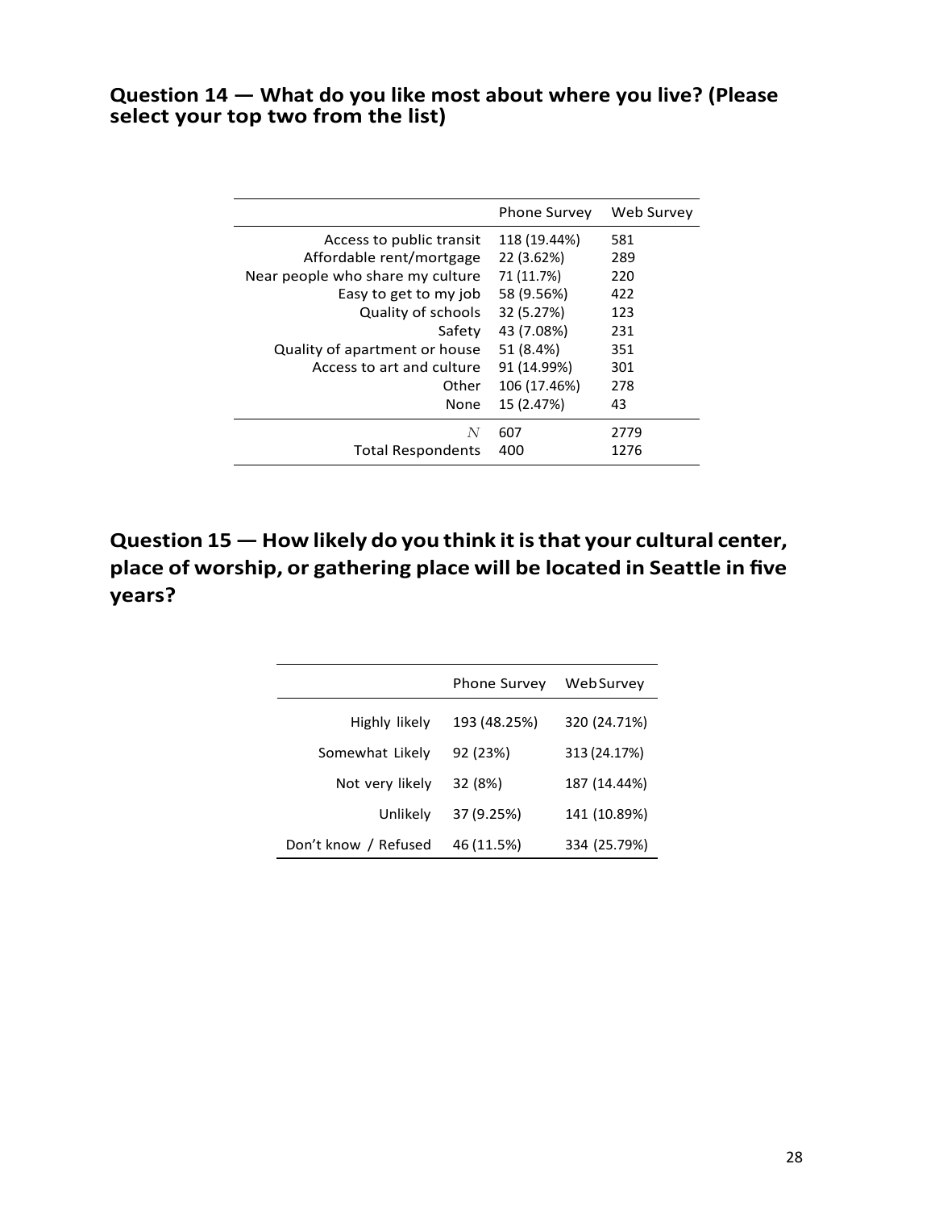## Question 14 — What do you like most about where you live? (Please select your top two from the list)

| | Phone Survey | Web Survey |
|---|---|---|
| Access to public transit | 118 (19.44%) | 581 |
| Affordable rent/mortgage | 22 (3.62%) | 289 |
| Near people who share my culture | 71 (11.7%) | 220 |
| Easy to get to my job | 58 (9.56%) | 422 |
| Quality of schools | 32 (5.27%) | 123 |
| Safety | 43 (7.08%) | 231 |
| Quality of apartment or house | 51 (8.4%) | 351 |
| Access to art and culture | 91 (14.99%) | 301 |
| Other | 106 (17.46%) | 278 |
| None | 15 (2.47%) | 43 |
| $N$ | 607 | 2779 |
| Total Respondents | 400 | 1276 |

## Question 15 — How likely do you think it is that your cultural center, place of worship, or gathering place will be located in Seattle in five years?

| | Phone Survey | Web Survey |
|---|---|---|
| Highly likely | 193 (48.25%) | 320 (24.71%) |
| Somewhat Likely | 92 (23%) | 313 (24.17%) |
| Not very likely | 32 (8%) | 187 (14.44%) |
| Unlikely | 37 (9.25%) | 141 (10.89%) |
| Don't know / Refused | 46 (11.5%) | 334 (25.79%) |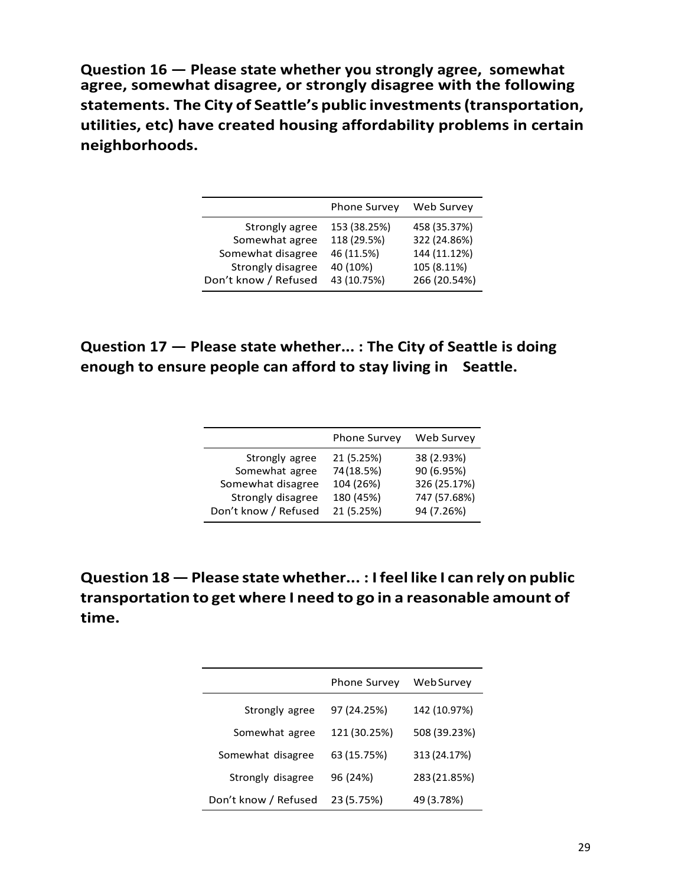**Question 16 — Please state whether you strongly agree, somewhat agree, somewhat disagree, or strongly disagree with the following statements. The City of Seattle's public investments (transportation, utilities, etc) have created housing affordability problems in certain neighborhoods.**

| | Phone Survey | Web Survey |
|---|---|---|
| Strongly agree | 153 (38.25%) | 458 (35.37%) |
| Somewhat agree | 118 (29.5%) | 322 (24.86%) |
| Somewhat disagree | 46 (11.5%) | 144 (11.12%) |
| Strongly disagree | 40 (10%) | 105 (8.11%) |
| Don't know / Refused | 43 (10.75%) | 266 (20.54%) |

**Question 17 — Please state whether... : The City of Seattle is doing enough to ensure people can afford to stay living in Seattle.**

| | Phone Survey | Web Survey |
|---|---|---|
| Strongly agree | 21 (5.25%) | 38 (2.93%) |
| Somewhat agree | 74 (18.5%) | 90 (6.95%) |
| Somewhat disagree | 104 (26%) | 326 (25.17%) |
| Strongly disagree | 180 (45%) | 747 (57.68%) |
| Don't know / Refused | 21 (5.25%) | 94 (7.26%) |

**Question 18 — Please state whether... : I feel like I can rely on public transportation to get where I need to go in a reasonable amount of time.**

| | Phone Survey | Web Survey |
|---|---|---|
| Strongly agree | 97 (24.25%) | 142 (10.97%) |
| Somewhat agree | 121 (30.25%) | 508 (39.23%) |
| Somewhat disagree | 63 (15.75%) | 313 (24.17%) |
| Strongly disagree | 96 (24%) | 283 (21.85%) |
| Don't know / Refused | 23 (5.75%) | 49 (3.78%) |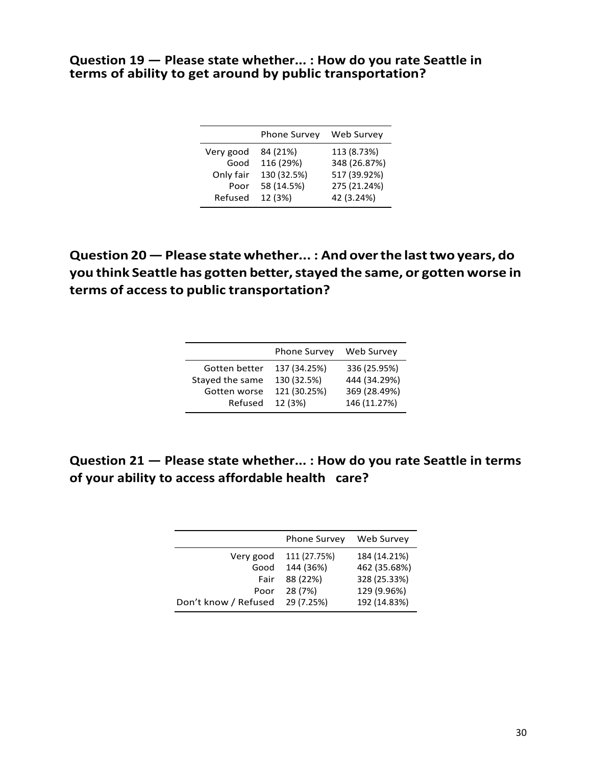**Question 19 — Please state whether... : How do you rate Seattle in terms of ability to get around by public transportation?**

| | Phone Survey | Web Survey |
|---|---|---|
| Very good | 84 (21%) | 113 (8.73%) |
| Good | 116 (29%) | 348 (26.87%) |
| Only fair | 130 (32.5%) | 517 (39.92%) |
| Poor | 58 (14.5%) | 275 (21.24%) |
| Refused | 12 (3%) | 42 (3.24%) |

**Question 20 — Please state whether... : And over the last two years, do you think Seattle has gotten better, stayed the same, or gotten worse in terms of access to public transportation?**

| | Phone Survey | Web Survey |
|---|---|---|
| Gotten better | 137 (34.25%) | 336 (25.95%) |
| Stayed the same | 130 (32.5%) | 444 (34.29%) |
| Gotten worse | 121 (30.25%) | 369 (28.49%) |
| Refused | 12 (3%) | 146 (11.27%) |

**Question 21 — Please state whether... : How do you rate Seattle in terms of your ability to access affordable health care?**

| | Phone Survey | Web Survey |
|---|---|---|
| Very good | 111 (27.75%) | 184 (14.21%) |
| Good | 144 (36%) | 462 (35.68%) |
| Fair | 88 (22%) | 328 (25.33%) |
| Poor | 28 (7%) | 129 (9.96%) |
| Don't know / Refused | 29 (7.25%) | 192 (14.83%) |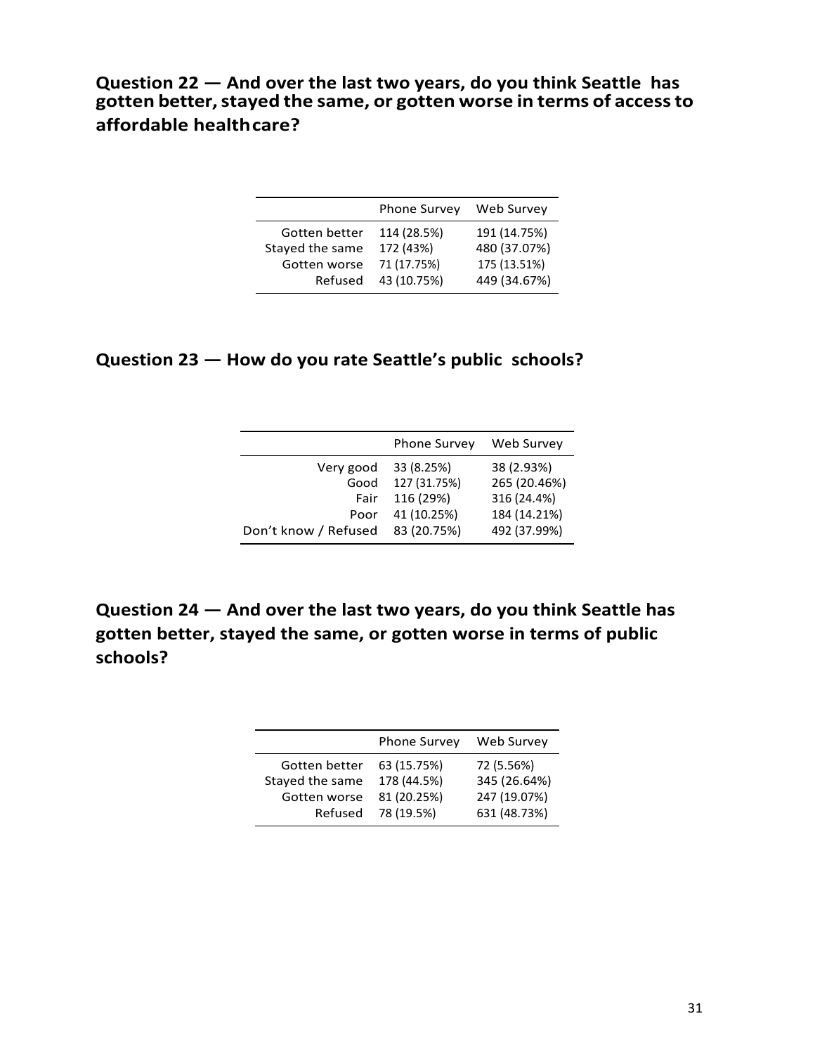### Question 22 — And over the last two years, do you think Seattle has gotten better, stayed the same, or gotten worse in terms of access to affordable healthcare?

| | Phone Survey | Web Survey |
|---|---|---|
| Gotten better | 114 (28.5%) | 191 (14.75%) |
| Stayed the same | 172 (43%) | 480 (37.07%) |
| Gotten worse | 71 (17.75%) | 175 (13.51%) |
| Refused | 43 (10.75%) | 449 (34.67%) |

### Question 23 — How do you rate Seattle's public schools?

| | Phone Survey | Web Survey |
|---|---|---|
| Very good | 33 (8.25%) | 38 (2.93%) |
| Good | 127 (31.75%) | 265 (20.46%) |
| Fair | 116 (29%) | 316 (24.4%) |
| Poor | 41 (10.25%) | 184 (14.21%) |
| Don't know / Refused | 83 (20.75%) | 492 (37.99%) |

### Question 24 — And over the last two years, do you think Seattle has gotten better, stayed the same, or gotten worse in terms of public schools?

| | Phone Survey | Web Survey |
|---|---|---|
| Gotten better | 63 (15.75%) | 72 (5.56%) |
| Stayed the same | 178 (44.5%) | 345 (26.64%) |
| Gotten worse | 81 (20.25%) | 247 (19.07%) |
| Refused | 78 (19.5%) | 631 (48.73%) |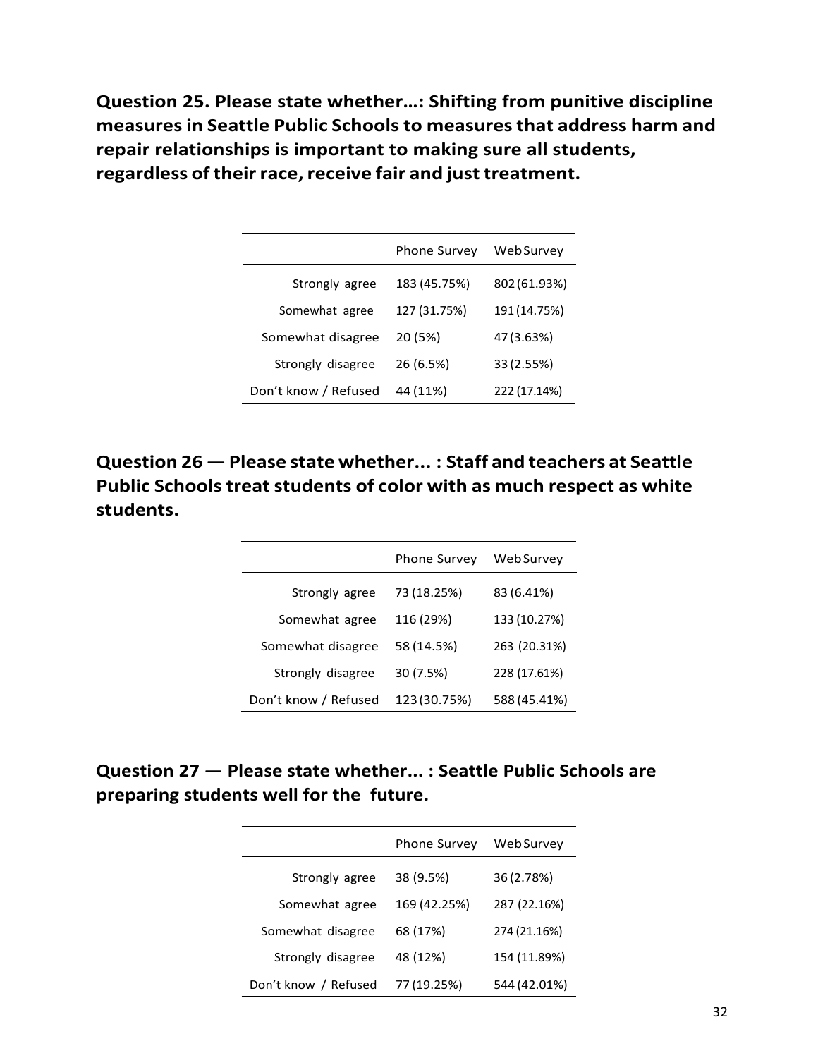**Question 25. Please state whether…: Shifting from punitive discipline measures in Seattle Public Schools to measures that address harm and repair relationships is important to making sure all students, regardless of their race, receive fair and just treatment.**

| | Phone Survey | Web Survey |
|---|---|---|
| Strongly agree | 183 (45.75%) | 802 (61.93%) |
| Somewhat agree | 127 (31.75%) | 191 (14.75%) |
| Somewhat disagree | 20 (5%) | 47 (3.63%) |
| Strongly disagree | 26 (6.5%) | 33 (2.55%) |
| Don’t know / Refused | 44 (11%) | 222 (17.14%) |

**Question 26 — Please state whether... : Staff and teachers at Seattle Public Schools treat students of color with as much respect as white students.**

| | Phone Survey | Web Survey |
|---|---|---|
| Strongly agree | 73 (18.25%) | 83 (6.41%) |
| Somewhat agree | 116 (29%) | 133 (10.27%) |
| Somewhat disagree | 58 (14.5%) | 263 (20.31%) |
| Strongly disagree | 30 (7.5%) | 228 (17.61%) |
| Don’t know / Refused | 123 (30.75%) | 588 (45.41%) |

**Question 27 — Please state whether... : Seattle Public Schools are preparing students well for the future.**

| | Phone Survey | Web Survey |
|---|---|---|
| Strongly agree | 38 (9.5%) | 36 (2.78%) |
| Somewhat agree | 169 (42.25%) | 287 (22.16%) |
| Somewhat disagree | 68 (17%) | 274 (21.16%) |
| Strongly disagree | 48 (12%) | 154 (11.89%) |
| Don’t know / Refused | 77 (19.25%) | 544 (42.01%) |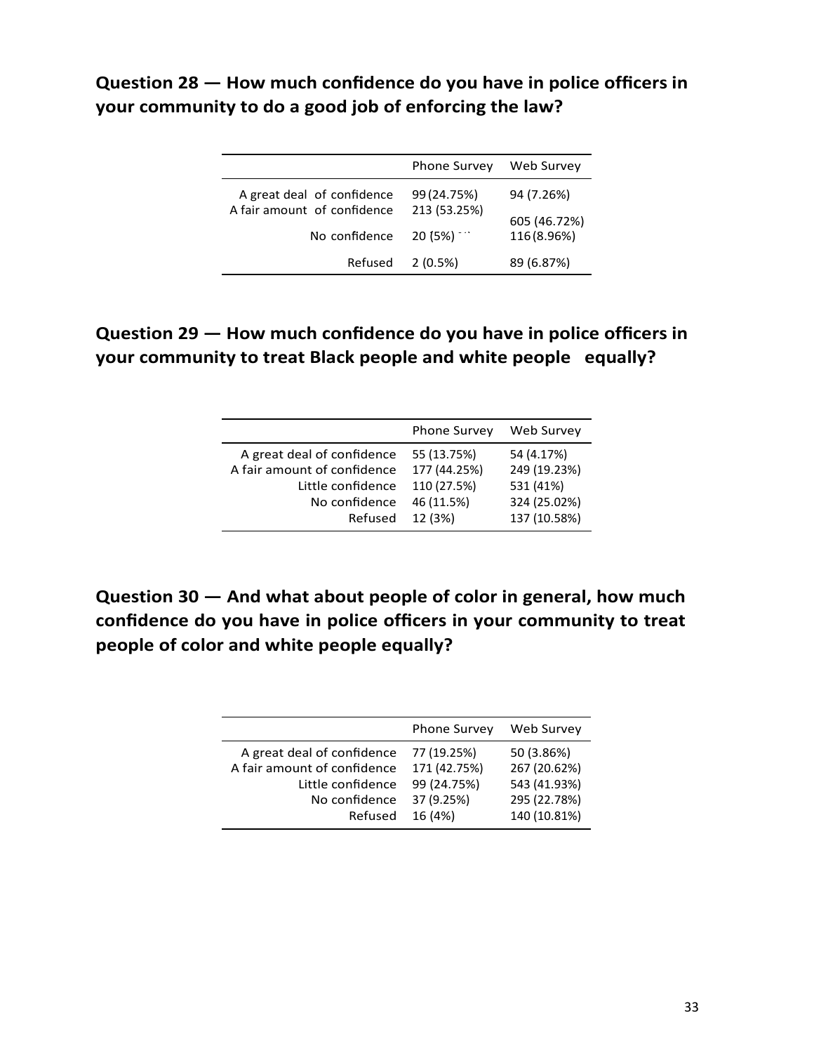## Question 28 — How much confidence do you have in police officers in your community to do a good job of enforcing the law?

| | Phone Survey | Web Survey |
|---|---|---|
| A great deal of confidence | 99 (24.75%) | 94 (7.26%) |
| A fair amount of confidence | 213 (53.25%) | 605 (46.72%) |
| No confidence | 20 (5%) | 116 (8.96%) |
| Refused | 2 (0.5%) | 89 (6.87%) |

## Question 29 — How much confidence do you have in police officers in your community to treat Black people and white people equally?

| | Phone Survey | Web Survey |
|---|---|---|
| A great deal of confidence | 55 (13.75%) | 54 (4.17%) |
| A fair amount of confidence | 177 (44.25%) | 249 (19.23%) |
| Little confidence | 110 (27.5%) | 531 (41%) |
| No confidence | 46 (11.5%) | 324 (25.02%) |
| Refused | 12 (3%) | 137 (10.58%) |

## Question 30 — And what about people of color in general, how much confidence do you have in police officers in your community to treat people of color and white people equally?

| | Phone Survey | Web Survey |
|---|---|---|
| A great deal of confidence | 77 (19.25%) | 50 (3.86%) |
| A fair amount of confidence | 171 (42.75%) | 267 (20.62%) |
| Little confidence | 99 (24.75%) | 543 (41.93%) |
| No confidence | 37 (9.25%) | 295 (22.78%) |
| Refused | 16 (4%) | 140 (10.81%) |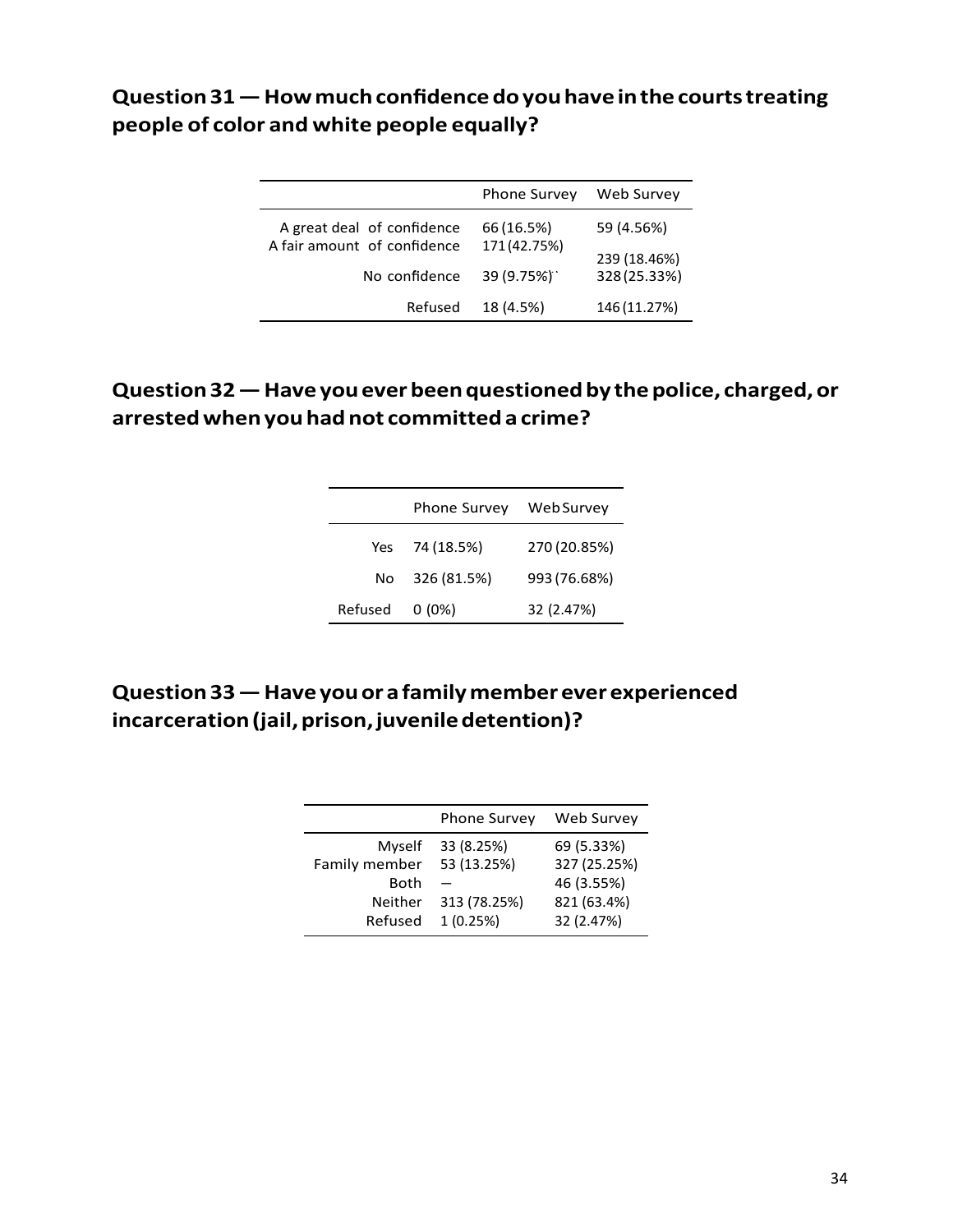## Question 31 — How much confidence do you have in the courts treating people of color and white people equally?

| | Phone Survey | Web Survey |
|---|---|---|
| A great deal of confidence | 66 (16.5%) | 59 (4.56%) |
| A fair amount of confidence | 171 (42.75%) | 239 (18.46%) |
| No confidence | 39 (9.75%)`` | 328 (25.33%) |
| Refused | 18 (4.5%) | 146 (11.27%) |

## Question 32 — Have you ever been questioned by the police, charged, or arrested when you had not committed a crime?

| | Phone Survey | Web Survey |
|---|---|---|
| Yes | 74 (18.5%) | 270 (20.85%) |
| No | 326 (81.5%) | 993 (76.68%) |
| Refused | 0 (0%) | 32 (2.47%) |

## Question 33 — Have you or a family member ever experienced incarceration (jail, prison, juvenile detention)?

| | Phone Survey | Web Survey |
|---|---|---|
| Myself | 33 (8.25%) | 69 (5.33%) |
| Family member | 53 (13.25%) | 327 (25.25%) |
| Both | — | 46 (3.55%) |
| Neither | 313 (78.25%) | 821 (63.4%) |
| Refused | 1 (0.25%) | 32 (2.47%) |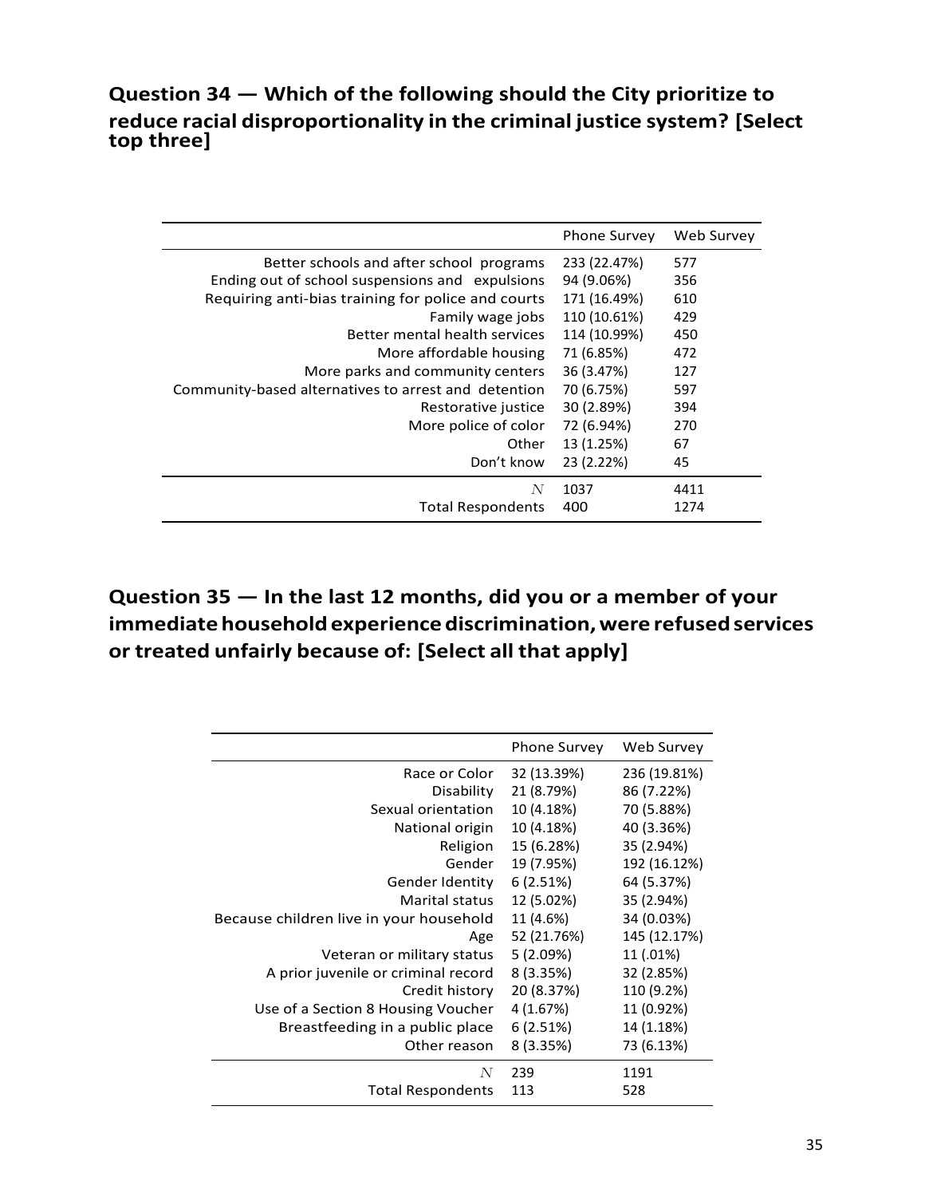## Question 34 — Which of the following should the City prioritize to reduce racial disproportionality in the criminal justice system? [Select top three]

| | Phone Survey | Web Survey |
|---|---|---|
| Better schools and after school programs | 233 (22.47%) | 577 |
| Ending out of school suspensions and expulsions | 94 (9.06%) | 356 |
| Requiring anti-bias training for police and courts | 171 (16.49%) | 610 |
| Family wage jobs | 110 (10.61%) | 429 |
| Better mental health services | 114 (10.99%) | 450 |
| More affordable housing | 71 (6.85%) | 472 |
| More parks and community centers | 36 (3.47%) | 127 |
| Community-based alternatives to arrest and detention | 70 (6.75%) | 597 |
| Restorative justice | 30 (2.89%) | 394 |
| More police of color | 72 (6.94%) | 270 |
| Other | 13 (1.25%) | 67 |
| Don't know | 23 (2.22%) | 45 |
| $N$ | 1037 | 4411 |
| Total Respondents | 400 | 1274 |

## Question 35 — In the last 12 months, did you or a member of your immediate household experience discrimination, were refused services or treated unfairly because of: [Select all that apply]

| | Phone Survey | Web Survey |
|---|---|---|
| Race or Color | 32 (13.39%) | 236 (19.81%) |
| Disability | 21 (8.79%) | 86 (7.22%) |
| Sexual orientation | 10 (4.18%) | 70 (5.88%) |
| National origin | 10 (4.18%) | 40 (3.36%) |
| Religion | 15 (6.28%) | 35 (2.94%) |
| Gender | 19 (7.95%) | 192 (16.12%) |
| Gender Identity | 6 (2.51%) | 64 (5.37%) |
| Marital status | 12 (5.02%) | 35 (2.94%) |
| Because children live in your household | 11 (4.6%) | 34 (0.03%) |
| Age | 52 (21.76%) | 145 (12.17%) |
| Veteran or military status | 5 (2.09%) | 11 (.01%) |
| A prior juvenile or criminal record | 8 (3.35%) | 32 (2.85%) |
| Credit history | 20 (8.37%) | 110 (9.2%) |
| Use of a Section 8 Housing Voucher | 4 (1.67%) | 11 (0.92%) |
| Breastfeeding in a public place | 6 (2.51%) | 14 (1.18%) |
| Other reason | 8 (3.35%) | 73 (6.13%) |
| $N$ | 239 | 1191 |
| Total Respondents | 113 | 528 |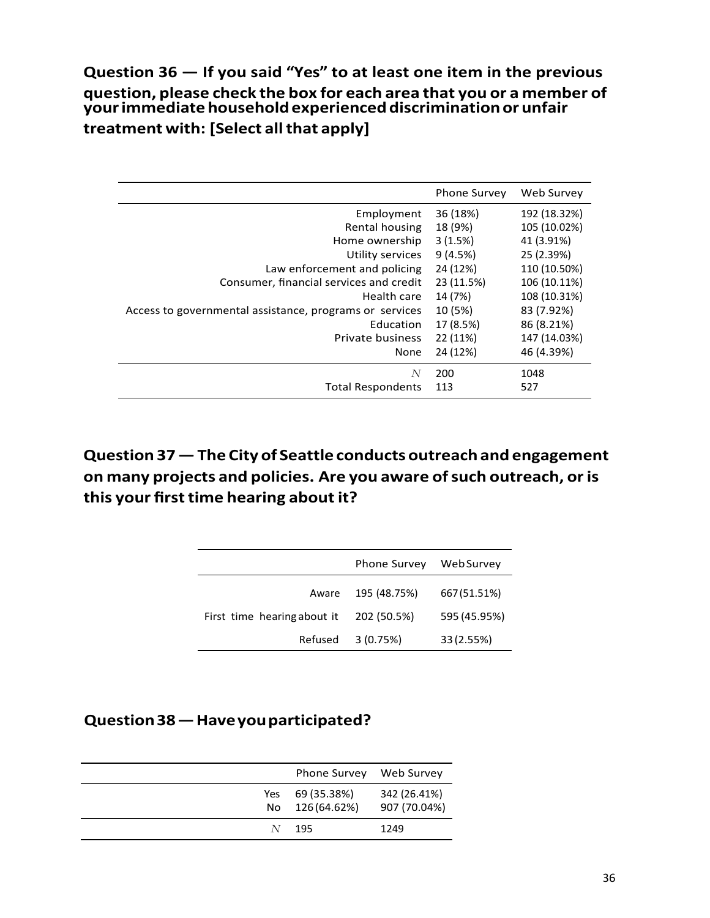## Question 36 — If you said "Yes" to at least one item in the previous question, please check the box for each area that you or a member of your immediate household experienced discrimination or unfair treatment with: [Select all that apply]

| | Phone Survey | Web Survey |
|---|---|---|
| Employment | 36 (18%) | 192 (18.32%) |
| Rental housing | 18 (9%) | 105 (10.02%) |
| Home ownership | 3 (1.5%) | 41 (3.91%) |
| Utility services | 9 (4.5%) | 25 (2.39%) |
| Law enforcement and policing | 24 (12%) | 110 (10.50%) |
| Consumer, financial services and credit | 23 (11.5%) | 106 (10.11%) |
| Health care | 14 (7%) | 108 (10.31%) |
| Access to governmental assistance, programs or services | 10 (5%) | 83 (7.92%) |
| Education | 17 (8.5%) | 86 (8.21%) |
| Private business | 22 (11%) | 147 (14.03%) |
| None | 24 (12%) | 46 (4.39%) |
| $N$ | 200 | 1048 |
| Total Respondents | 113 | 527 |

## Question 37 — The City of Seattle conducts outreach and engagement on many projects and policies. Are you aware of such outreach, or is this your first time hearing about it?

| | Phone Survey | Web Survey |
|---|---|---|
| Aware | 195 (48.75%) | 667 (51.51%) |
| First time hearing about it | 202 (50.5%) | 595 (45.95%) |
| Refused | 3 (0.75%) | 33 (2.55%) |

## Question 38 — Have you participated?

| | Phone Survey | Web Survey |
|---|---|---|
| Yes | 69 (35.38%) | 342 (26.41%) |
| No | 126 (64.62%) | 907 (70.04%) |
| $N$ | 195 | 1249 |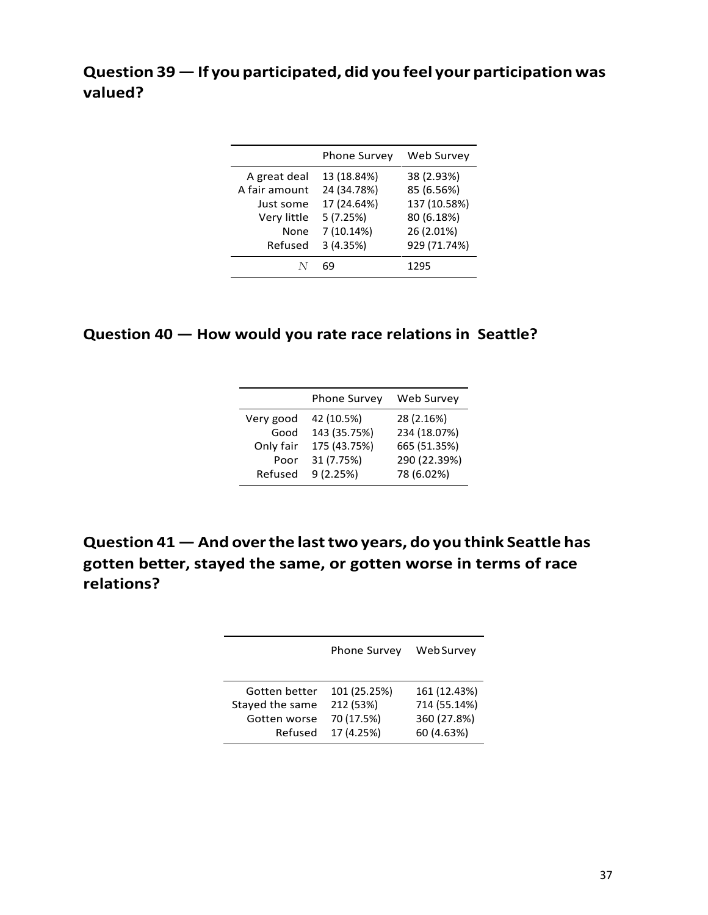## Question 39 — If you participated, did you feel your participation was valued?

| | Phone Survey | Web Survey |
|---|---|---|
| A great deal | 13 (18.84%) | 38 (2.93%) |
| A fair amount | 24 (34.78%) | 85 (6.56%) |
| Just some | 17 (24.64%) | 137 (10.58%) |
| Very little | 5 (7.25%) | 80 (6.18%) |
| None | 7 (10.14%) | 26 (2.01%) |
| Refused | 3 (4.35%) | 929 (71.74%) |
| $N$ | 69 | 1295 |

## Question 40 — How would you rate race relations in Seattle?

| | Phone Survey | Web Survey |
|---|---|---|
| Very good | 42 (10.5%) | 28 (2.16%) |
| Good | 143 (35.75%) | 234 (18.07%) |
| Only fair | 175 (43.75%) | 665 (51.35%) |
| Poor | 31 (7.75%) | 290 (22.39%) |
| Refused | 9 (2.25%) | 78 (6.02%) |

## Question 41 — And over the last two years, do you think Seattle has gotten better, stayed the same, or gotten worse in terms of race relations?

| | Phone Survey | Web Survey |
|---|---|---|
| Gotten better | 101 (25.25%) | 161 (12.43%) |
| Stayed the same | 212 (53%) | 714 (55.14%) |
| Gotten worse | 70 (17.5%) | 360 (27.8%) |
| Refused | 17 (4.25%) | 60 (4.63%) |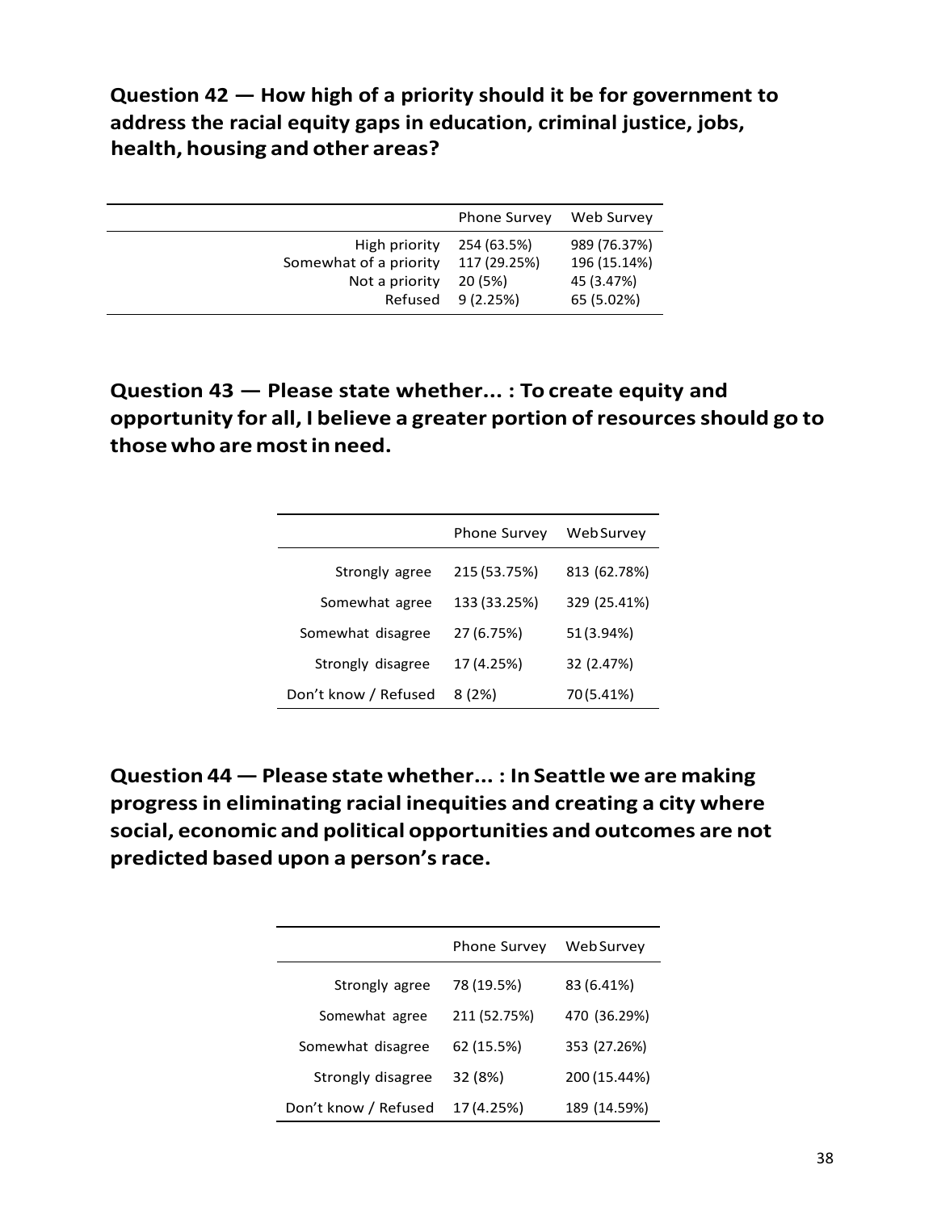**Question 42 — How high of a priority should it be for government to address the racial equity gaps in education, criminal justice, jobs, health, housing and other areas?**

| | Phone Survey | Web Survey |
|---|---|---|
| High priority | 254 (63.5%) | 989 (76.37%) |
| Somewhat of a priority | 117 (29.25%) | 196 (15.14%) |
| Not a priority | 20 (5%) | 45 (3.47%) |
| Refused | 9 (2.25%) | 65 (5.02%) |

**Question 43 — Please state whether... : To create equity and opportunity for all, I believe a greater portion of resources should go to those who are most in need.**

| | Phone Survey | Web Survey |
|---|---|---|
| Strongly agree | 215 (53.75%) | 813 (62.78%) |
| Somewhat agree | 133 (33.25%) | 329 (25.41%) |
| Somewhat disagree | 27 (6.75%) | 51 (3.94%) |
| Strongly disagree | 17 (4.25%) | 32 (2.47%) |
| Don't know / Refused | 8 (2%) | 70 (5.41%) |

**Question 44 — Please state whether... : In Seattle we are making progress in eliminating racial inequities and creating a city where social, economic and political opportunities and outcomes are not predicted based upon a person's race.**

| | Phone Survey | Web Survey |
|---|---|---|
| Strongly agree | 78 (19.5%) | 83 (6.41%) |
| Somewhat agree | 211 (52.75%) | 470 (36.29%) |
| Somewhat disagree | 62 (15.5%) | 353 (27.26%) |
| Strongly disagree | 32 (8%) | 200 (15.44%) |
| Don't know / Refused | 17 (4.25%) | 189 (14.59%) |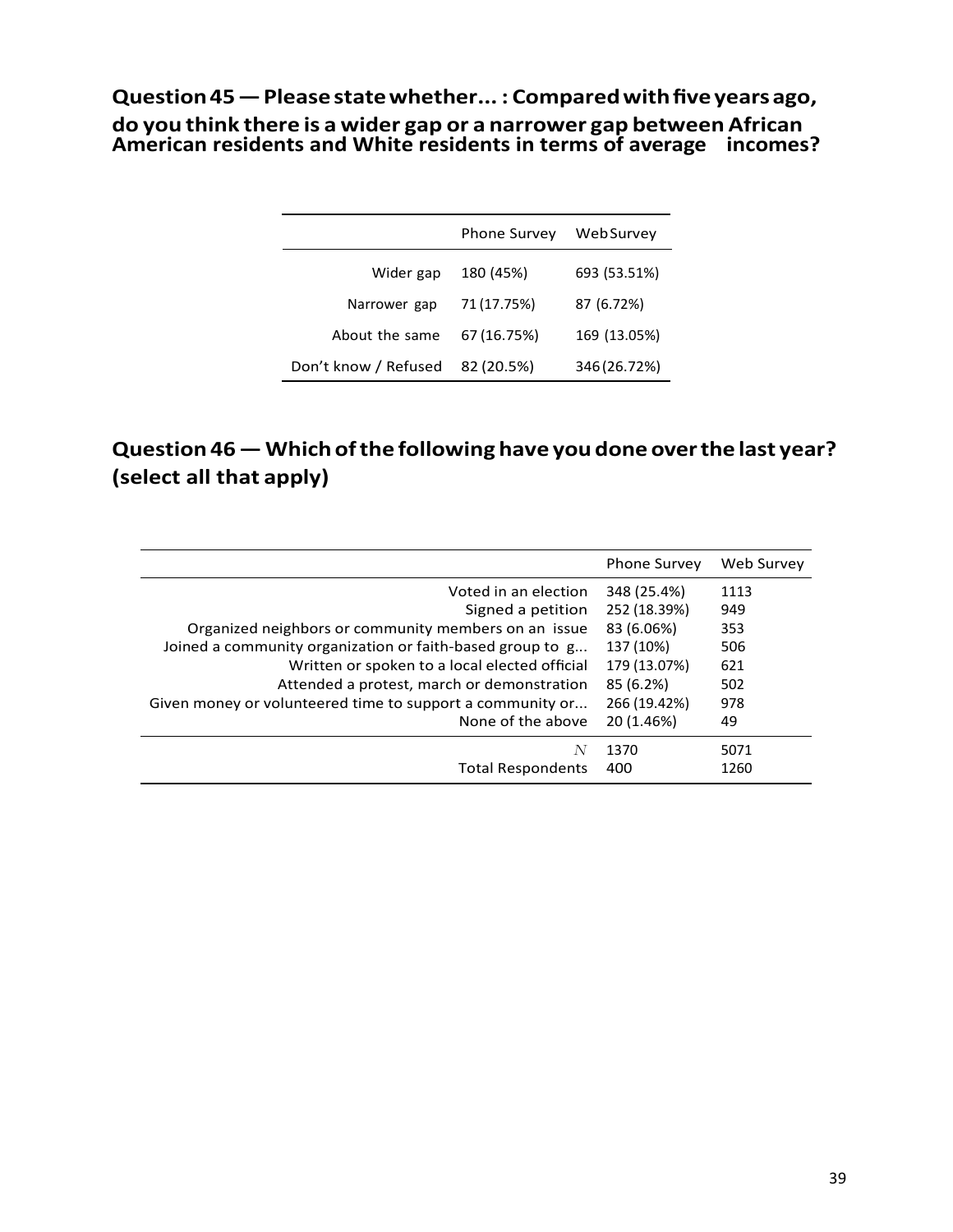## Question 45 — Please state whether... : Compared with five years ago, do you think there is a wider gap or a narrower gap between African American residents and White residents in terms of average incomes?

| | Phone Survey | Web Survey |
|---|---|---|
| Wider gap | 180 (45%) | 693 (53.51%) |
| Narrower gap | 71 (17.75%) | 87 (6.72%) |
| About the same | 67 (16.75%) | 169 (13.05%) |
| Don't know / Refused | 82 (20.5%) | 346 (26.72%) |

## Question 46 — Which of the following have you done over the last year? (select all that apply)

| | Phone Survey | Web Survey |
|---|---|---|
| Voted in an election | 348 (25.4%) | 1113 |
| Signed a petition | 252 (18.39%) | 949 |
| Organized neighbors or community members on an issue | 83 (6.06%) | 353 |
| Joined a community organization or faith-based group to g... | 137 (10%) | 506 |
| Written or spoken to a local elected official | 179 (13.07%) | 621 |
| Attended a protest, march or demonstration | 85 (6.2%) | 502 |
| Given money or volunteered time to support a community or... | 266 (19.42%) | 978 |
| None of the above | 20 (1.46%) | 49 |
| $N$ | 1370 | 5071 |
| Total Respondents | 400 | 1260 |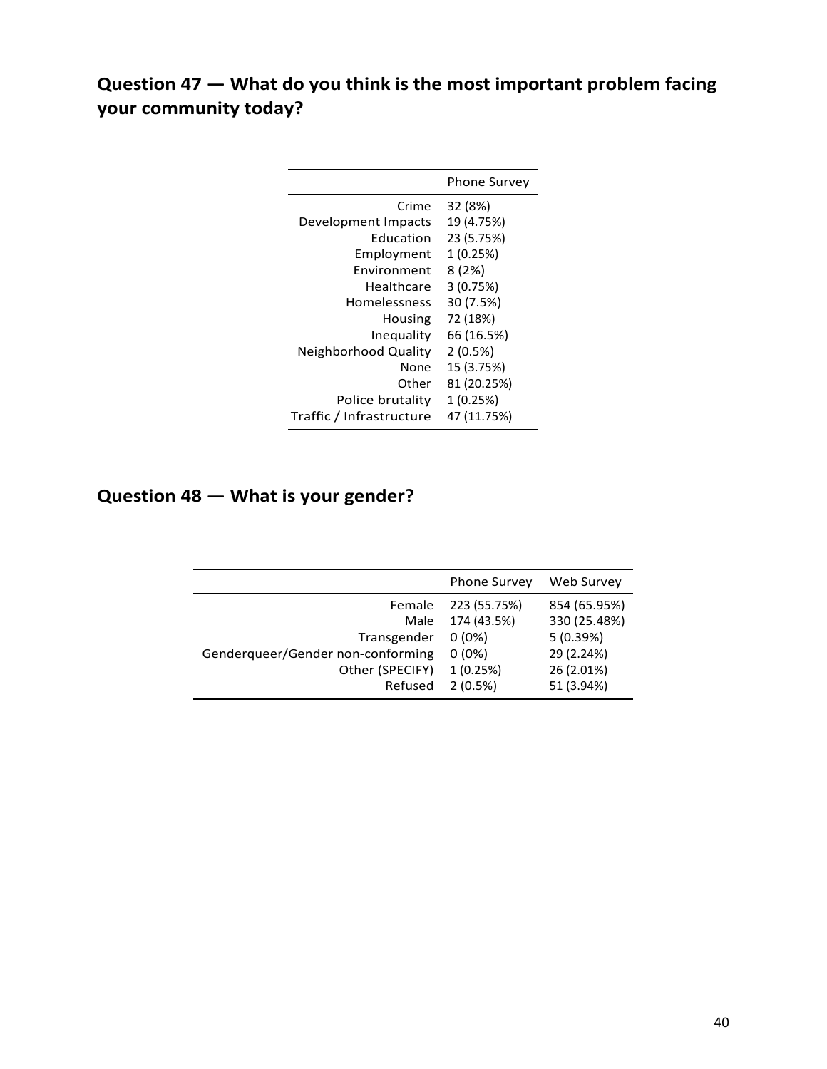## Question 47 — What do you think is the most important problem facing your community today?

| | Phone Survey |
|---|---|
| Crime | 32 (8%) |
| Development Impacts | 19 (4.75%) |
| Education | 23 (5.75%) |
| Employment | 1 (0.25%) |
| Environment | 8 (2%) |
| Healthcare | 3 (0.75%) |
| Homelessness | 30 (7.5%) |
| Housing | 72 (18%) |
| Inequality | 66 (16.5%) |
| Neighborhood Quality | 2 (0.5%) |
| None | 15 (3.75%) |
| Other | 81 (20.25%) |
| Police brutality | 1 (0.25%) |
| Traffic / Infrastructure | 47 (11.75%) |

## Question 48 — What is your gender?

| | Phone Survey | Web Survey |
|---|---|---|
| Female | 223 (55.75%) | 854 (65.95%) |
| Male | 174 (43.5%) | 330 (25.48%) |
| Transgender | 0 (0%) | 5 (0.39%) |
| Genderqueer/Gender non-conforming | 0 (0%) | 29 (2.24%) |
| Other (SPECIFY) | 1 (0.25%) | 26 (2.01%) |
| Refused | 2 (0.5%) | 51 (3.94%) |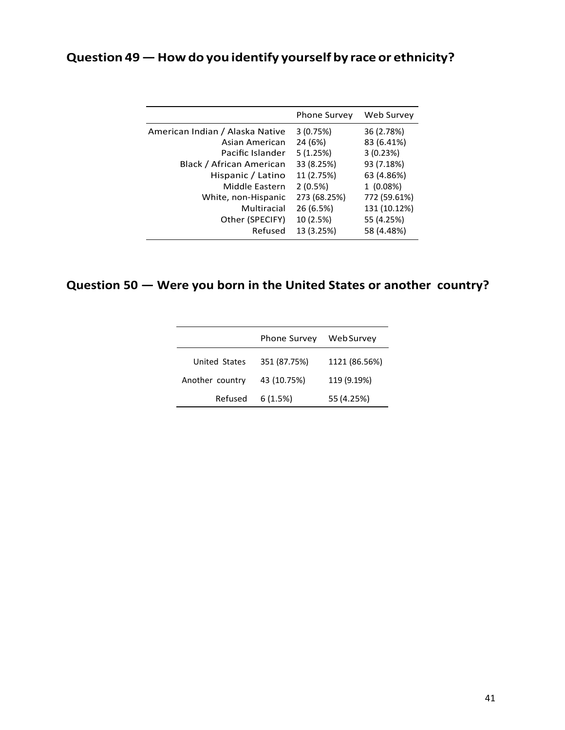## Question 49 — How do you identify yourself by race or ethnicity?

| | Phone Survey | Web Survey |
|---|---|---|
| American Indian / Alaska Native | 3 (0.75%) | 36 (2.78%) |
| Asian American | 24 (6%) | 83 (6.41%) |
| Pacific Islander | 5 (1.25%) | 3 (0.23%) |
| Black / African American | 33 (8.25%) | 93 (7.18%) |
| Hispanic / Latino | 11 (2.75%) | 63 (4.86%) |
| Middle Eastern | 2 (0.5%) | 1 (0.08%) |
| White, non-Hispanic | 273 (68.25%) | 772 (59.61%) |
| Multiracial | 26 (6.5%) | 131 (10.12%) |
| Other (SPECIFY) | 10 (2.5%) | 55 (4.25%) |
| Refused | 13 (3.25%) | 58 (4.48%) |

## Question 50 — Were you born in the United States or another country?

| | Phone Survey | Web Survey |
|---|---|---|
| United States | 351 (87.75%) | 1121 (86.56%) |
| Another country | 43 (10.75%) | 119 (9.19%) |
| Refused | 6 (1.5%) | 55 (4.25%) |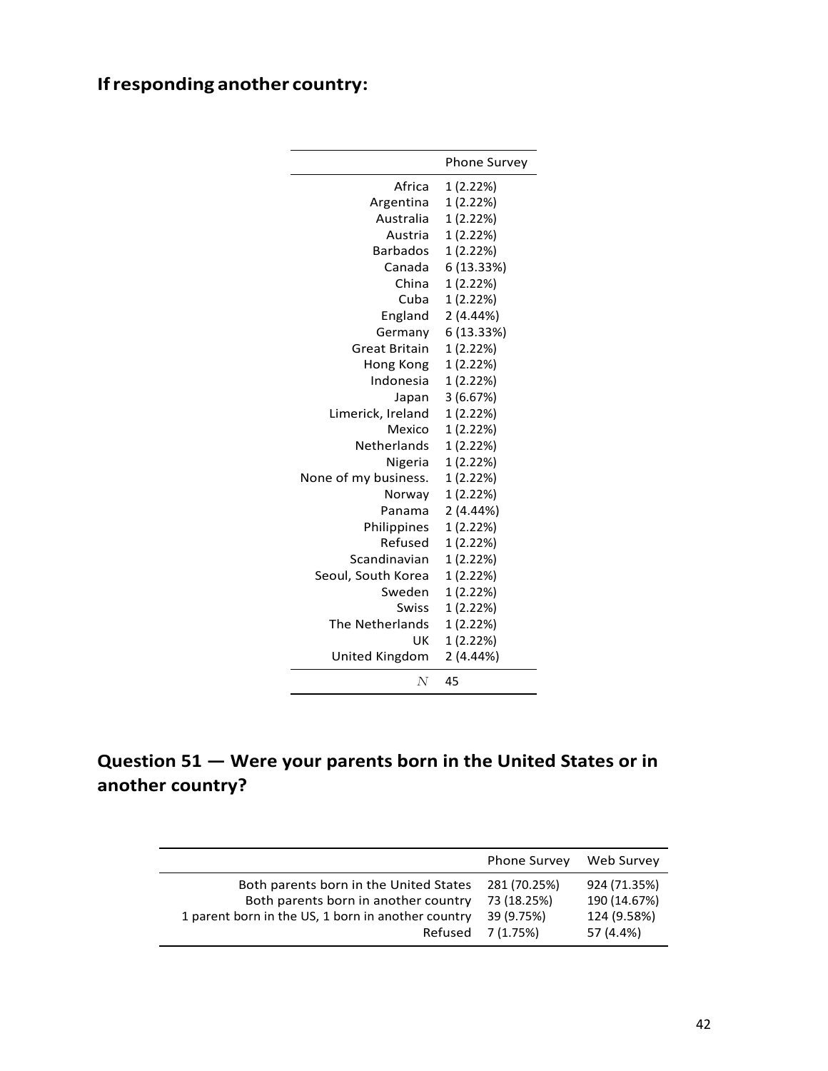## If responding another country:

| | Phone Survey |
|---|---|
| Africa | 1 (2.22%) |
| Argentina | 1 (2.22%) |
| Australia | 1 (2.22%) |
| Austria | 1 (2.22%) |
| Barbados | 1 (2.22%) |
| Canada | 6 (13.33%) |
| China | 1 (2.22%) |
| Cuba | 1 (2.22%) |
| England | 2 (4.44%) |
| Germany | 6 (13.33%) |
| Great Britain | 1 (2.22%) |
| Hong Kong | 1 (2.22%) |
| Indonesia | 1 (2.22%) |
| Japan | 3 (6.67%) |
| Limerick, Ireland | 1 (2.22%) |
| Mexico | 1 (2.22%) |
| Netherlands | 1 (2.22%) |
| Nigeria | 1 (2.22%) |
| None of my business. | 1 (2.22%) |
| Norway | 1 (2.22%) |
| Panama | 2 (4.44%) |
| Philippines | 1 (2.22%) |
| Refused | 1 (2.22%) |
| Scandinavian | 1 (2.22%) |
| Seoul, South Korea | 1 (2.22%) |
| Sweden | 1 (2.22%) |
| Swiss | 1 (2.22%) |
| The Netherlands | 1 (2.22%) |
| UK | 1 (2.22%) |
| United Kingdom | 2 (4.44%) |
| $N$ | 45 |

## Question 51 — Were your parents born in the United States or in another country?

| | Phone Survey | Web Survey |
|---|---|---|
| Both parents born in the United States | 281 (70.25%) | 924 (71.35%) |
| Both parents born in another country | 73 (18.25%) | 190 (14.67%) |
| 1 parent born in the US, 1 born in another country | 39 (9.75%) | 124 (9.58%) |
| Refused | 7 (1.75%) | 57 (4.4%) |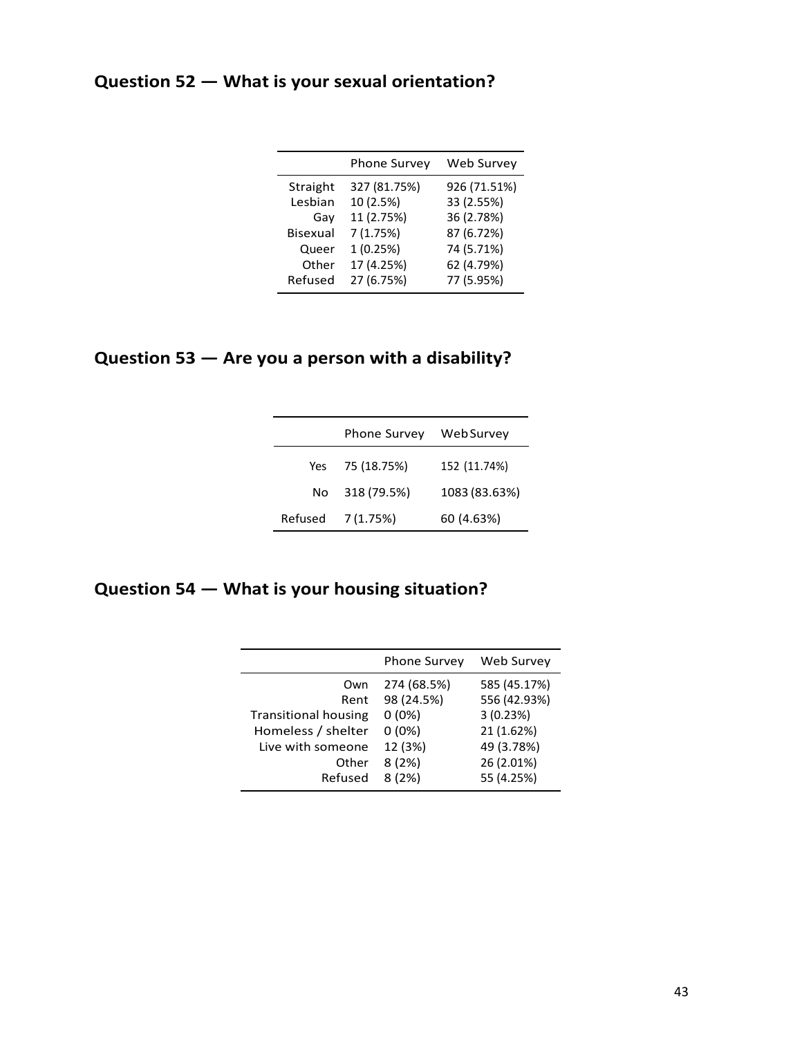## Question 52 — What is your sexual orientation?

| | Phone Survey | Web Survey |
|---|---|---|
| Straight | 327 (81.75%) | 926 (71.51%) |
| Lesbian | 10 (2.5%) | 33 (2.55%) |
| Gay | 11 (2.75%) | 36 (2.78%) |
| Bisexual | 7 (1.75%) | 87 (6.72%) |
| Queer | 1 (0.25%) | 74 (5.71%) |
| Other | 17 (4.25%) | 62 (4.79%) |
| Refused | 27 (6.75%) | 77 (5.95%) |

## Question 53 — Are you a person with a disability?

| | Phone Survey | Web Survey |
|---|---|---|
| Yes | 75 (18.75%) | 152 (11.74%) |
| No | 318 (79.5%) | 1083 (83.63%) |
| Refused | 7 (1.75%) | 60 (4.63%) |

## Question 54 — What is your housing situation?

| | Phone Survey | Web Survey |
|---|---|---|
| Own | 274 (68.5%) | 585 (45.17%) |
| Rent | 98 (24.5%) | 556 (42.93%) |
| Transitional housing | 0 (0%) | 3 (0.23%) |
| Homeless / shelter | 0 (0%) | 21 (1.62%) |
| Live with someone | 12 (3%) | 49 (3.78%) |
| Other | 8 (2%) | 26 (2.01%) |
| Refused | 8 (2%) | 55 (4.25%) |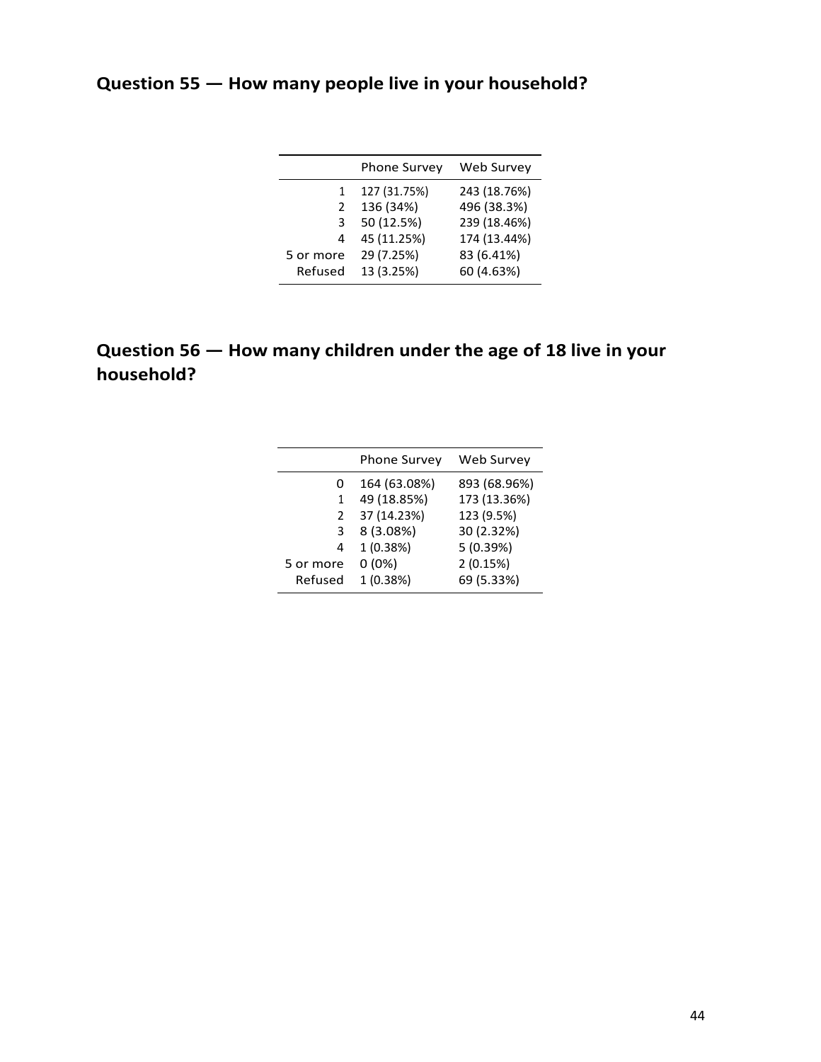## Question 55 — How many people live in your household?

| | Phone Survey | Web Survey |
|---|---|---|
| 1 | 127 (31.75%) | 243 (18.76%) |
| 2 | 136 (34%) | 496 (38.3%) |
| 3 | 50 (12.5%) | 239 (18.46%) |
| 4 | 45 (11.25%) | 174 (13.44%) |
| 5 or more | 29 (7.25%) | 83 (6.41%) |
| Refused | 13 (3.25%) | 60 (4.63%) |

## Question 56 — How many children under the age of 18 live in your household?

| | Phone Survey | Web Survey |
|---|---|---|
| 0 | 164 (63.08%) | 893 (68.96%) |
| 1 | 49 (18.85%) | 173 (13.36%) |
| 2 | 37 (14.23%) | 123 (9.5%) |
| 3 | 8 (3.08%) | 30 (2.32%) |
| 4 | 1 (0.38%) | 5 (0.39%) |
| 5 or more | 0 (0%) | 2 (0.15%) |
| Refused | 1 (0.38%) | 69 (5.33%) |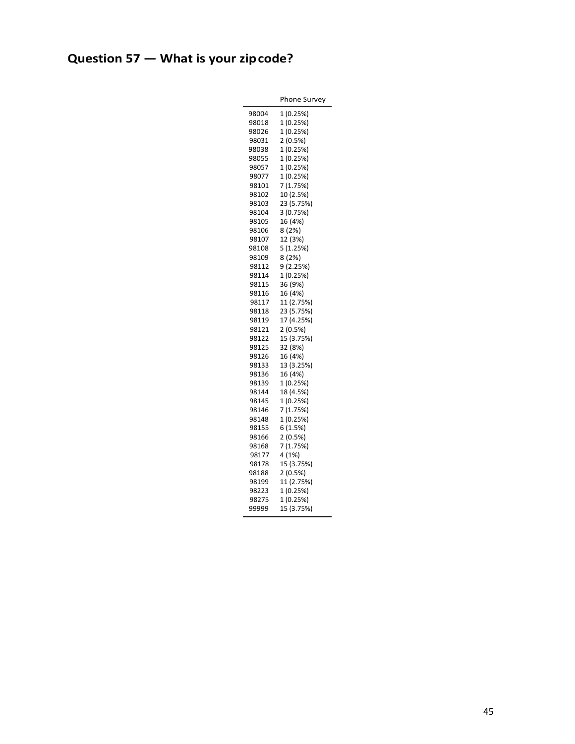## Question 57 — What is your zipcode?

| | Phone Survey |
|---|---|
| 98004 | 1 (0.25%) |
| 98018 | 1 (0.25%) |
| 98026 | 1 (0.25%) |
| 98031 | 2 (0.5%) |
| 98038 | 1 (0.25%) |
| 98055 | 1 (0.25%) |
| 98057 | 1 (0.25%) |
| 98077 | 1 (0.25%) |
| 98101 | 7 (1.75%) |
| 98102 | 10 (2.5%) |
| 98103 | 23 (5.75%) |
| 98104 | 3 (0.75%) |
| 98105 | 16 (4%) |
| 98106 | 8 (2%) |
| 98107 | 12 (3%) |
| 98108 | 5 (1.25%) |
| 98109 | 8 (2%) |
| 98112 | 9 (2.25%) |
| 98114 | 1 (0.25%) |
| 98115 | 36 (9%) |
| 98116 | 16 (4%) |
| 98117 | 11 (2.75%) |
| 98118 | 23 (5.75%) |
| 98119 | 17 (4.25%) |
| 98121 | 2 (0.5%) |
| 98122 | 15 (3.75%) |
| 98125 | 32 (8%) |
| 98126 | 16 (4%) |
| 98133 | 13 (3.25%) |
| 98136 | 16 (4%) |
| 98139 | 1 (0.25%) |
| 98144 | 18 (4.5%) |
| 98145 | 1 (0.25%) |
| 98146 | 7 (1.75%) |
| 98148 | 1 (0.25%) |
| 98155 | 6 (1.5%) |
| 98166 | 2 (0.5%) |
| 98168 | 7 (1.75%) |
| 98177 | 4 (1%) |
| 98178 | 15 (3.75%) |
| 98188 | 2 (0.5%) |
| 98199 | 11 (2.75%) |
| 98223 | 1 (0.25%) |
| 98275 | 1 (0.25%) |
| 99999 | 15 (3.75%) |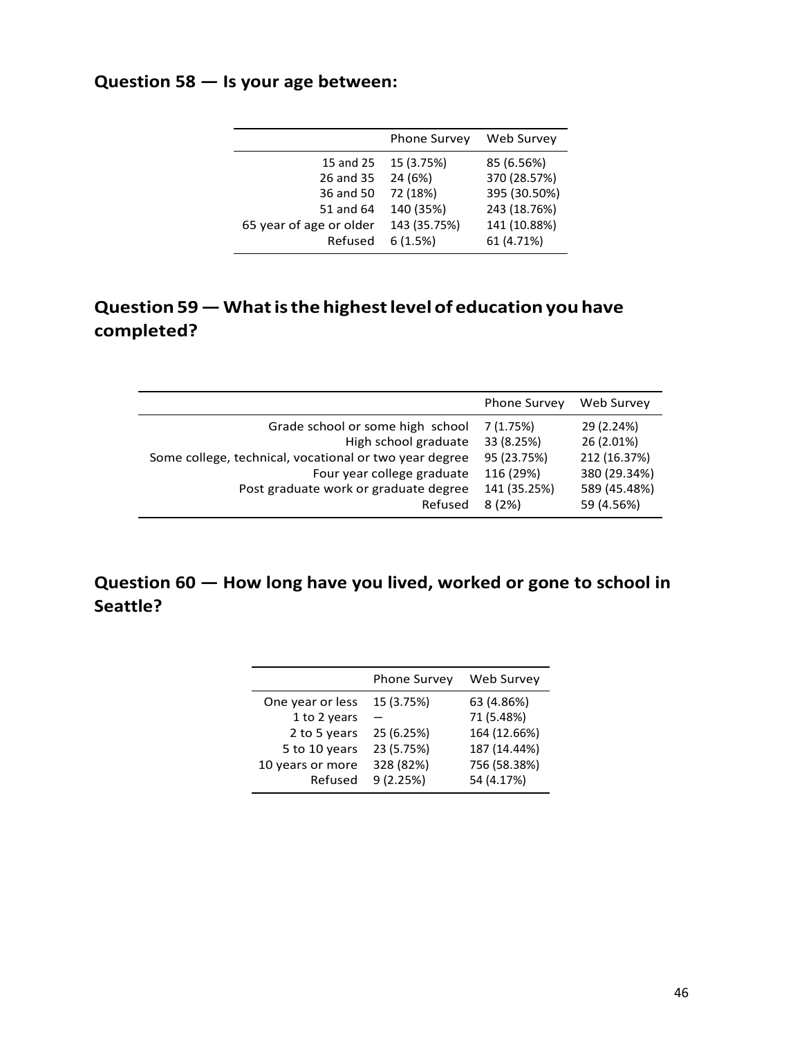## Question 58 — Is your age between:

| | Phone Survey | Web Survey |
|---|---|---|
| 15 and 25 | 15 (3.75%) | 85 (6.56%) |
| 26 and 35 | 24 (6%) | 370 (28.57%) |
| 36 and 50 | 72 (18%) | 395 (30.50%) |
| 51 and 64 | 140 (35%) | 243 (18.76%) |
| 65 year of age or older | 143 (35.75%) | 141 (10.88%) |
| Refused | 6 (1.5%) | 61 (4.71%) |

## Question 59 — What is the highest level of education you have completed?

| | Phone Survey | Web Survey |
|---|---|---|
| Grade school or some high school | 7 (1.75%) | 29 (2.24%) |
| High school graduate | 33 (8.25%) | 26 (2.01%) |
| Some college, technical, vocational or two year degree | 95 (23.75%) | 212 (16.37%) |
| Four year college graduate | 116 (29%) | 380 (29.34%) |
| Post graduate work or graduate degree | 141 (35.25%) | 589 (45.48%) |
| Refused | 8 (2%) | 59 (4.56%) |

## Question 60 — How long have you lived, worked or gone to school in Seattle?

| | Phone Survey | Web Survey |
|---|---|---|
| One year or less | 15 (3.75%) | 63 (4.86%) |
| 1 to 2 years | — | 71 (5.48%) |
| 2 to 5 years | 25 (6.25%) | 164 (12.66%) |
| 5 to 10 years | 23 (5.75%) | 187 (14.44%) |
| 10 years or more | 328 (82%) | 756 (58.38%) |
| Refused | 9 (2.25%) | 54 (4.17%) |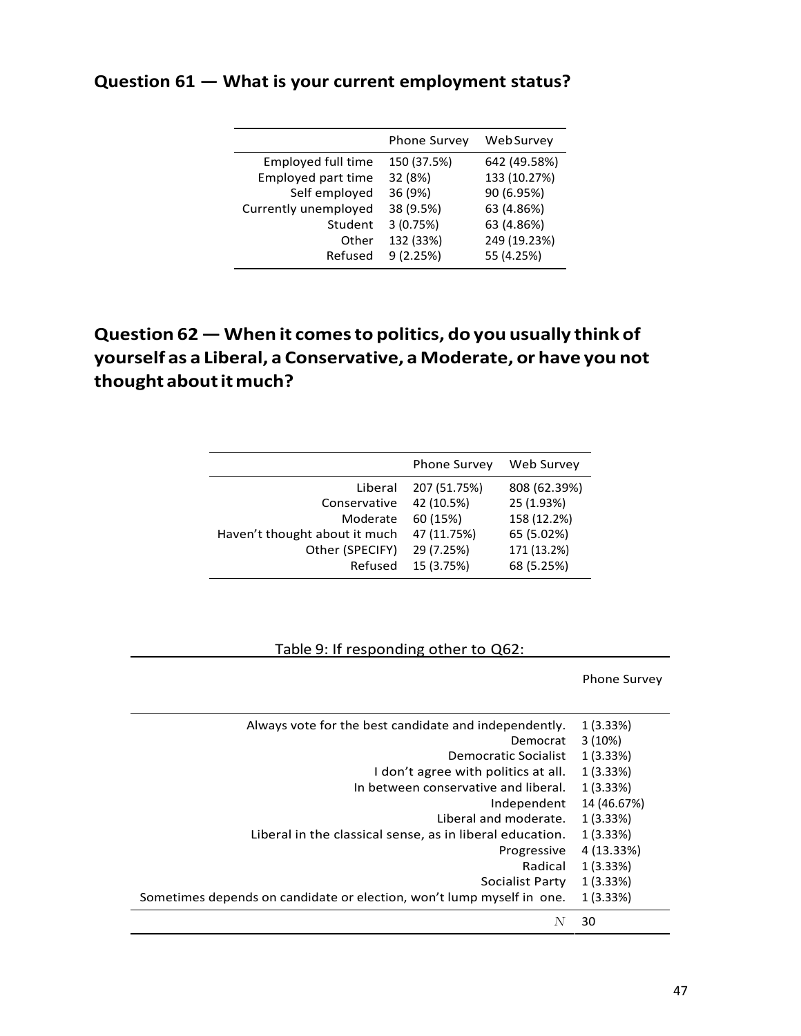## Question 61 — What is your current employment status?

| | Phone Survey | Web Survey |
|---|---|---|
| Employed full time | 150 (37.5%) | 642 (49.58%) |
| Employed part time | 32 (8%) | 133 (10.27%) |
| Self employed | 36 (9%) | 90 (6.95%) |
| Currently unemployed | 38 (9.5%) | 63 (4.86%) |
| Student | 3 (0.75%) | 63 (4.86%) |
| Other | 132 (33%) | 249 (19.23%) |
| Refused | 9 (2.25%) | 55 (4.25%) |

## Question 62 — When it comes to politics, do you usually think of yourself as a Liberal, a Conservative, a Moderate, or have you not thought about it much?

| | Phone Survey | Web Survey |
|---|---|---|
| Liberal | 207 (51.75%) | 808 (62.39%) |
| Conservative | 42 (10.5%) | 25 (1.93%) |
| Moderate | 60 (15%) | 158 (12.2%) |
| Haven't thought about it much | 47 (11.75%) | 65 (5.02%) |
| Other (SPECIFY) | 29 (7.25%) | 171 (13.2%) |
| Refused | 15 (3.75%) | 68 (5.25%) |

Table 9: If responding other to Q62:

| | Phone Survey |
|---|---|
| Always vote for the best candidate and independently. | 1 (3.33%) |
| Democrat | 3 (10%) |
| Democratic Socialist | 1 (3.33%) |
| I don't agree with politics at all. | 1 (3.33%) |
| In between conservative and liberal. | 1 (3.33%) |
| Independent | 14 (46.67%) |
| Liberal and moderate. | 1 (3.33%) |
| Liberal in the classical sense, as in liberal education. | 1 (3.33%) |
| Progressive | 4 (13.33%) |
| Radical | 1 (3.33%) |
| Socialist Party | 1 (3.33%) |
| Sometimes depends on candidate or election, won't lump myself in one. | 1 (3.33%) |
| $N$ | 30 |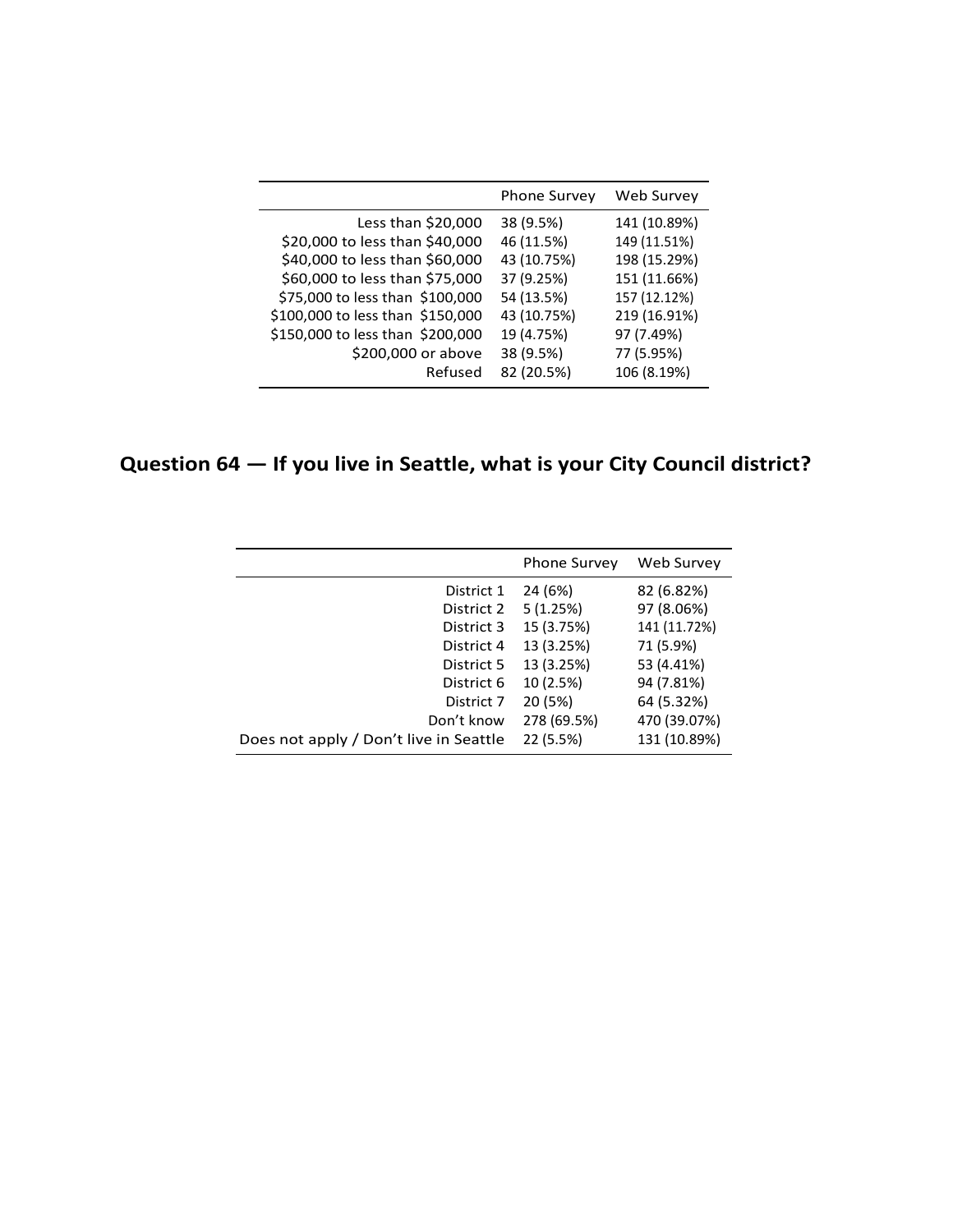| | Phone Survey | Web Survey |
|---|---|---|
| Less than $20,000 | 38 (9.5%) | 141 (10.89%) |
| $20,000 to less than $40,000 | 46 (11.5%) | 149 (11.51%) |
| $40,000 to less than $60,000 | 43 (10.75%) | 198 (15.29%) |
| $60,000 to less than $75,000 | 37 (9.25%) | 151 (11.66%) |
| $75,000 to less than $100,000 | 54 (13.5%) | 157 (12.12%) |
| $100,000 to less than $150,000 | 43 (10.75%) | 219 (16.91%) |
| $150,000 to less than $200,000 | 19 (4.75%) | 97 (7.49%) |
| $200,000 or above | 38 (9.5%) | 77 (5.95%) |
| Refused | 82 (20.5%) | 106 (8.19%) |

## Question 64 — If you live in Seattle, what is your City Council district?

| | Phone Survey | Web Survey |
|---|---|---|
| District 1 | 24 (6%) | 82 (6.82%) |
| District 2 | 5 (1.25%) | 97 (8.06%) |
| District 3 | 15 (3.75%) | 141 (11.72%) |
| District 4 | 13 (3.25%) | 71 (5.9%) |
| District 5 | 13 (3.25%) | 53 (4.41%) |
| District 6 | 10 (2.5%) | 94 (7.81%) |
| District 7 | 20 (5%) | 64 (5.32%) |
| Don't know | 278 (69.5%) | 470 (39.07%) |
| Does not apply / Don't live in Seattle | 22 (5.5%) | 131 (10.89%) |